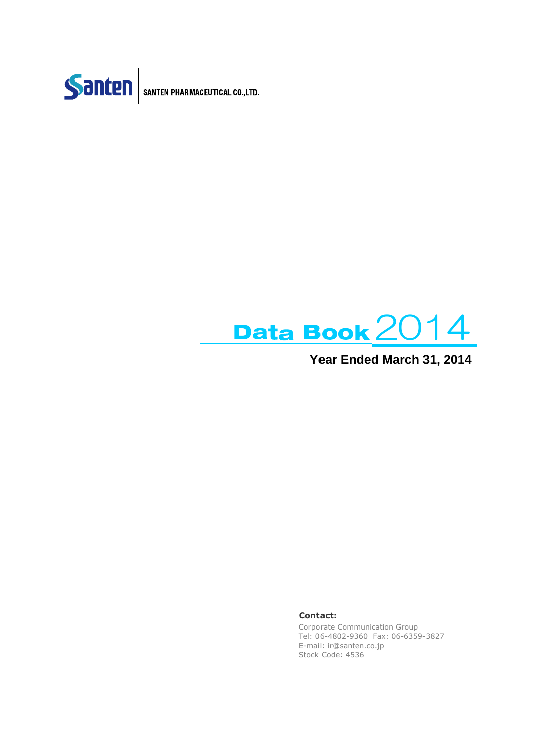Santen | SANTEN PHARMACEUTICAL CO., LTD.

# Data Book 2014

**Year Ended March 31, 2014**

**Contact:**

Corporate Communication Group
Tel: 06-4802-9360 Fax: 06-6359-3827
E-mail: ir@santen.co.jp
Stock Code: 4536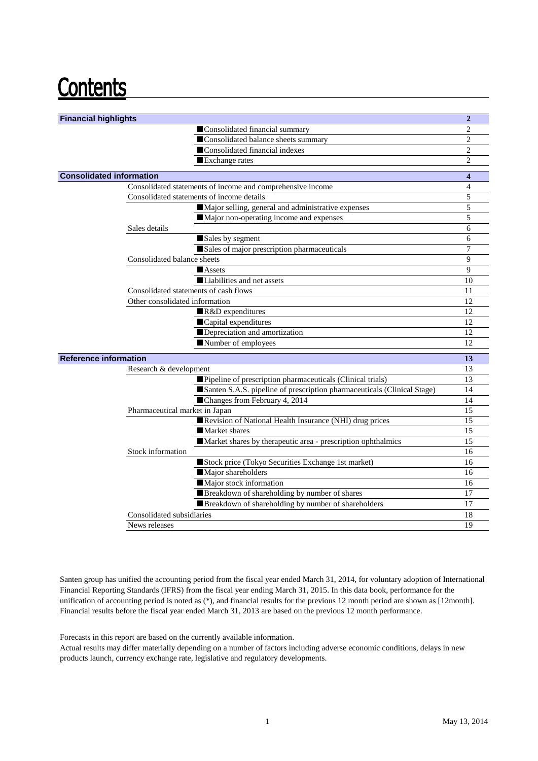# Contents

| Section | | Page |
|---|---|---|
| **Financial highlights** | | **2** |
| | ■Consolidated financial summary | 2 |
| | ■Consolidated balance sheets summary | 2 |
| | ■Consolidated financial indexes | 2 |
| | ■Exchange rates | 2 |
| **Consolidated information** | | **4** |
| Consolidated statements of income and comprehensive income | | 4 |
| Consolidated statements of income details | | 5 |
| | ■Major selling, general and administrative expenses | 5 |
| | ■Major non-operating income and expenses | 5 |
| Sales details | | 6 |
| | ■Sales by segment | 6 |
| | ■Sales of major prescription pharmaceuticals | 7 |
| Consolidated balance sheets | | 9 |
| | ■Assets | 9 |
| | ■Liabilities and net assets | 10 |
| Consolidated statements of cash flows | | 11 |
| Other consolidated information | | 12 |
| | ■R&D expenditures | 12 |
| | ■Capital expenditures | 12 |
| | ■Depreciation and amortization | 12 |
| | ■Number of employees | 12 |
| **Reference information** | | **13** |
| Research & development | | 13 |
| | ■Pipeline of prescription pharmaceuticals (Clinical trials) | 13 |
| | ■Santen S.A.S. pipeline of prescription pharmaceuticals (Clinical Stage) | 14 |
| | ■Changes from February 4, 2014 | 14 |
| Pharmaceutical market in Japan | | 15 |
| | ■Revision of National Health Insurance (NHI) drug prices | 15 |
| | ■Market shares | 15 |
| | ■Market shares by therapeutic area - prescription ophthalmics | 15 |
| Stock information | | 16 |
| | ■Stock price (Tokyo Securities Exchange 1st market) | 16 |
| | ■Major shareholders | 16 |
| | ■Major stock information | 16 |
| | ■Breakdown of shareholding by number of shares | 17 |
| | ■Breakdown of shareholding by number of shareholders | 17 |
| Consolidated subsidiaries | | 18 |
| News releases | | 19 |

Santen group has unified the accounting period from the fiscal year ended March 31, 2014, for voluntary adoption of International Financial Reporting Standards (IFRS) from the fiscal year ending March 31, 2015. In this data book, performance for the unification of accounting period is noted as (*), and financial results for the previous 12 month period are shown as [12month]. Financial results before the fiscal year ended March 31, 2013 are based on the previous 12 month performance.

Forecasts in this report are based on the currently available information.
Actual results may differ materially depending on a number of factors including adverse economic conditions, delays in new products launch, currency exchange rate, legislative and regulatory developments.

May 13, 2014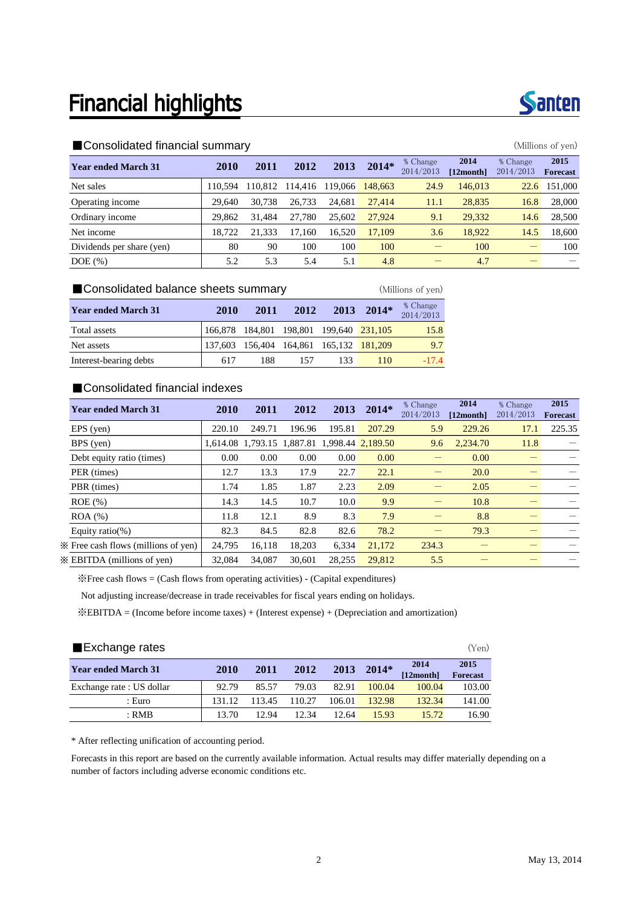# Financial highlights

## ■Consolidated financial summary

(Millions of yen)

| Year ended March 31 | 2010 | 2011 | 2012 | 2013 | 2014* | % Change 2014/2013 | 2014 [12month] | % Change 2014/2013 | 2015 Forecast |
|---|---|---|---|---|---|---|---|---|---|
| Net sales | 110,594 | 110,812 | 114,416 | 119,066 | 148,663 | 24.9 | 146,013 | 22.6 | 151,000 |
| Operating income | 29,640 | 30,738 | 26,733 | 24,681 | 27,414 | 11.1 | 28,835 | 16.8 | 28,000 |
| Ordinary income | 29,862 | 31,484 | 27,780 | 25,602 | 27,924 | 9.1 | 29,332 | 14.6 | 28,500 |
| Net income | 18,722 | 21,333 | 17,160 | 16,520 | 17,109 | 3.6 | 18,922 | 14.5 | 18,600 |
| Dividends per share (yen) | 80 | 90 | 100 | 100 | 100 | — | 100 | — | 100 |
| DOE (%) | 5.2 | 5.3 | 5.4 | 5.1 | 4.8 | — | 4.7 | — | — |

## ■Consolidated balance sheets summary

(Millions of yen)

| Year ended March 31 | 2010 | 2011 | 2012 | 2013 | 2014* | % Change 2014/2013 |
|---|---|---|---|---|---|---|
| Total assets | 166,878 | 184,801 | 198,801 | 199,640 | 231,105 | 15.8 |
| Net assets | 137,603 | 156,404 | 164,861 | 165,132 | 181,209 | 9.7 |
| Interest-bearing debts | 617 | 188 | 157 | 133 | 110 | -17.4 |

## ■Consolidated financial indexes

| Year ended March 31 | 2010 | 2011 | 2012 | 2013 | 2014* | % Change 2014/2013 | 2014 [12month] | % Change 2014/2013 | 2015 Forecast |
|---|---|---|---|---|---|---|---|---|---|
| EPS (yen) | 220.10 | 249.71 | 196.96 | 195.81 | 207.29 | 5.9 | 229.26 | 17.1 | 225.35 |
| BPS (yen) | 1,614.08 | 1,793.15 | 1,887.81 | 1,998.44 | 2,189.50 | 9.6 | 2,234.70 | 11.8 | — |
| Debt equity ratio (times) | 0.00 | 0.00 | 0.00 | 0.00 | 0.00 | — | 0.00 | — | — |
| PER (times) | 12.7 | 13.3 | 17.9 | 22.7 | 22.1 | — | 20.0 | — | — |
| PBR (times) | 1.74 | 1.85 | 1.87 | 2.23 | 2.09 | — | 2.05 | — | — |
| ROE (%) | 14.3 | 14.5 | 10.7 | 10.0 | 9.9 | — | 10.8 | — | — |
| ROA (%) | 11.8 | 12.1 | 8.9 | 8.3 | 7.9 | — | 8.8 | — | — |
| Equity ratio(%) | 82.3 | 84.5 | 82.8 | 82.6 | 78.2 | — | 79.3 | — | — |
| ※ Free cash flows (millions of yen) | 24,795 | 16,118 | 18,203 | 6,334 | 21,172 | 234.3 | — | — | — |
| ※ EBITDA (millions of yen) | 32,084 | 34,087 | 30,601 | 28,255 | 29,812 | 5.5 | — | — | — |

※Free cash flows = (Cash flows from operating activities) - (Capital expenditures)

Not adjusting increase/decrease in trade receivables for fiscal years ending on holidays.

※EBITDA = (Income before income taxes) + (Interest expense) + (Depreciation and amortization)

## ■Exchange rates

(Yen)

| Year ended March 31 | 2010 | 2011 | 2012 | 2013 | 2014* | 2014 [12month] | 2015 Forecast |
|---|---|---|---|---|---|---|---|
| Exchange rate : US dollar | 92.79 | 85.57 | 79.03 | 82.91 | 100.04 | 100.04 | 103.00 |
| : Euro | 131.12 | 113.45 | 110.27 | 106.01 | 132.98 | 132.34 | 141.00 |
| : RMB | 13.70 | 12.94 | 12.34 | 12.64 | 15.93 | 15.72 | 16.90 |

* After reflecting unification of accounting period.

Forecasts in this report are based on the currently available information. Actual results may differ materially depending on a number of factors including adverse economic conditions etc.

May 13, 2014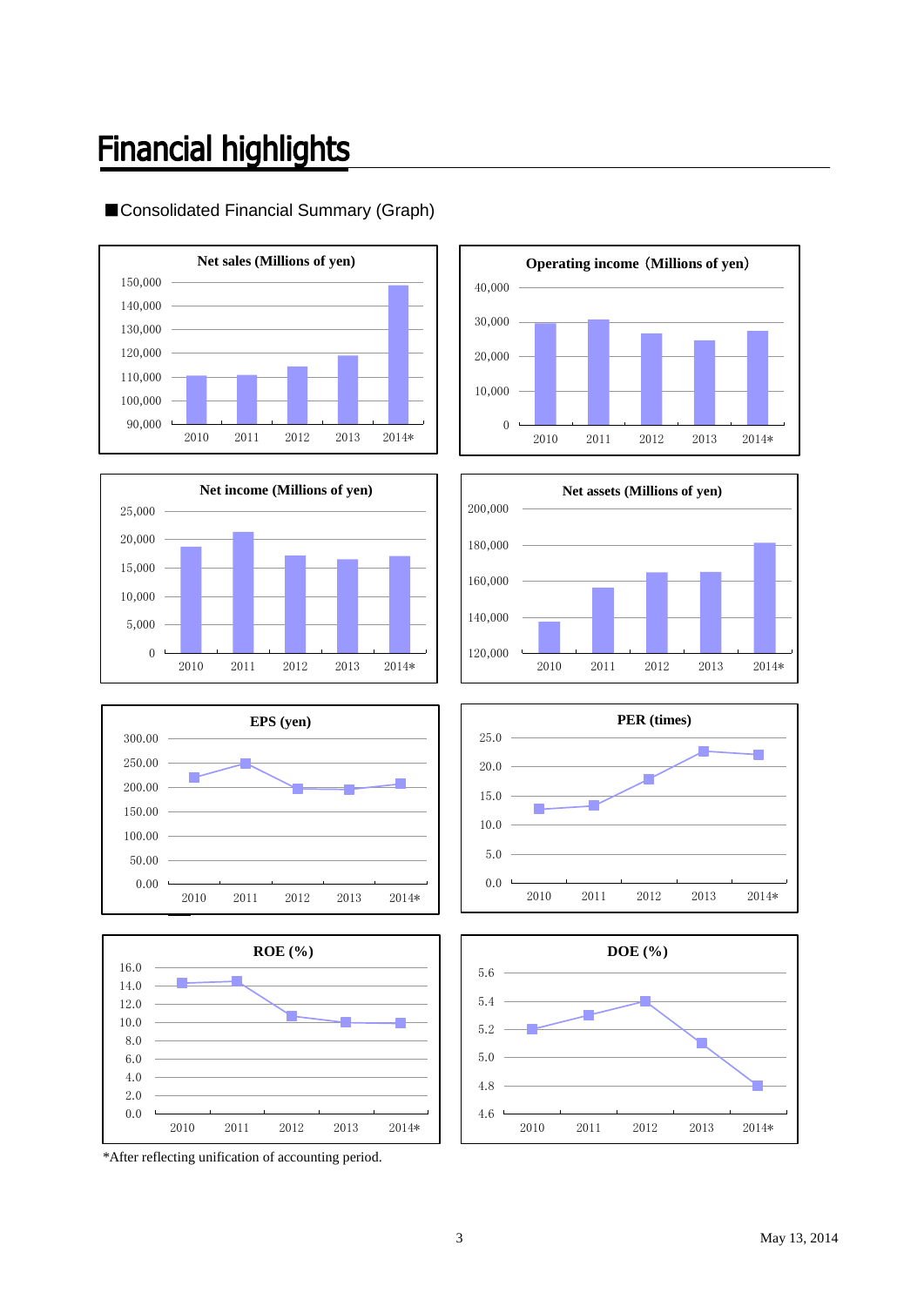# Financial highlights

■Consolidated Financial Summary (Graph)

**Net sales (Millions of yen)**

150,000
140,000
130,000
120,000
110,000
100,000
90,000

2010 2011 2012 2013 2014*

**Operating income（Millions of yen）**

40,000
30,000
20,000
10,000
0

2010 2011 2012 2013 2014*

**Net income (Millions of yen)**

25,000
20,000
15,000
10,000
5,000
0

2010 2011 2012 2013 2014*

**Net assets (Millions of yen)**

200,000
180,000
160,000
140,000
120,000

2010 2011 2012 2013 2014*

**EPS (yen)**

300.00
250.00
200.00
150.00
100.00
50.00
0.00

2010 2011 2012 2013 2014*

**PER (times)**

25.0
20.0
15.0
10.0
5.0
0.0

2010 2011 2012 2013 2014*

**ROE (%)**

16.0
14.0
12.0
10.0
8.0
6.0
4.0
2.0
0.0

2010 2011 2012 2013 2014*

**DOE (%)**

5.6
5.4
5.2
5.0
4.8
4.6

2010 2011 2012 2013 2014*

*After reflecting unification of accounting period.

May 13, 2014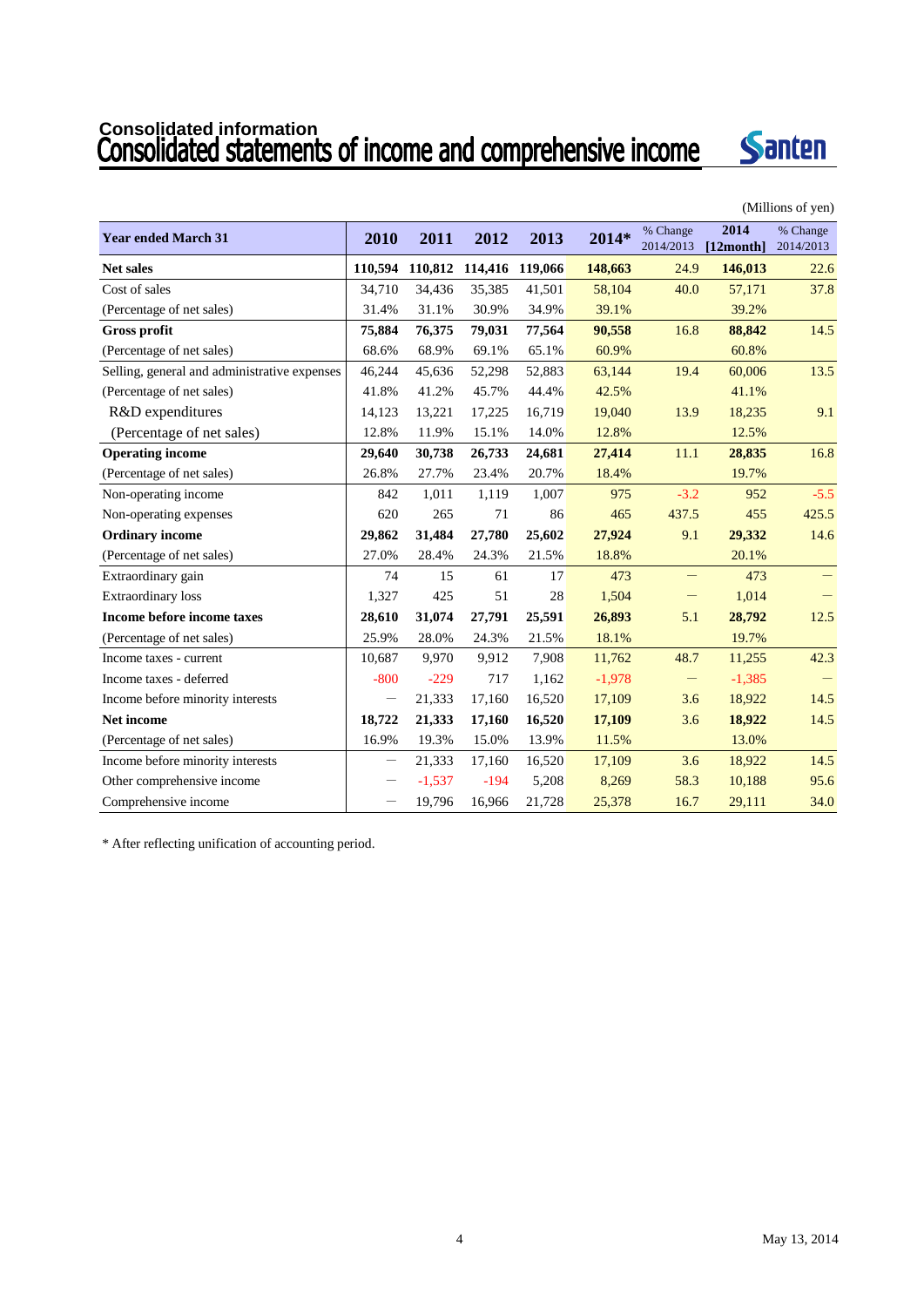# Consolidated information

## Consolidated statements of income and comprehensive income

(Millions of yen)

| Year ended March 31 | 2010 | 2011 | 2012 | 2013 | 2014* | % Change 2014/2013 | 2014 [12month] | % Change 2014/2013 |
|---|---|---|---|---|---|---|---|---|
| **Net sales** | **110,594** | **110,812** | **114,416** | **119,066** | **148,663** | 24.9 | **146,013** | 22.6 |
| Cost of sales | 34,710 | 34,436 | 35,385 | 41,501 | 58,104 | 40.0 | 57,171 | 37.8 |
| (Percentage of net sales) | 31.4% | 31.1% | 30.9% | 34.9% | 39.1% | | 39.2% | |
| **Gross profit** | **75,884** | **76,375** | **79,031** | **77,564** | **90,558** | 16.8 | **88,842** | 14.5 |
| (Percentage of net sales) | 68.6% | 68.9% | 69.1% | 65.1% | 60.9% | | 60.8% | |
| Selling, general and administrative expenses | 46,244 | 45,636 | 52,298 | 52,883 | 63,144 | 19.4 | 60,006 | 13.5 |
| (Percentage of net sales) | 41.8% | 41.2% | 45.7% | 44.4% | 42.5% | | 41.1% | |
| R&D expenditures | 14,123 | 13,221 | 17,225 | 16,719 | 19,040 | 13.9 | 18,235 | 9.1 |
| (Percentage of net sales) | 12.8% | 11.9% | 15.1% | 14.0% | 12.8% | | 12.5% | |
| **Operating income** | **29,640** | **30,738** | **26,733** | **24,681** | **27,414** | 11.1 | **28,835** | 16.8 |
| (Percentage of net sales) | 26.8% | 27.7% | 23.4% | 20.7% | 18.4% | | 19.7% | |
| Non-operating income | 842 | 1,011 | 1,119 | 1,007 | 975 | -3.2 | 952 | -5.5 |
| Non-operating expenses | 620 | 265 | 71 | 86 | 465 | 437.5 | 455 | 425.5 |
| **Ordinary income** | **29,862** | **31,484** | **27,780** | **25,602** | **27,924** | 9.1 | **29,332** | 14.6 |
| (Percentage of net sales) | 27.0% | 28.4% | 24.3% | 21.5% | 18.8% | | 20.1% | |
| Extraordinary gain | 74 | 15 | 61 | 17 | 473 | — | 473 | — |
| Extraordinary loss | 1,327 | 425 | 51 | 28 | 1,504 | — | 1,014 | — |
| **Income before income taxes** | **28,610** | **31,074** | **27,791** | **25,591** | **26,893** | 5.1 | **28,792** | 12.5 |
| (Percentage of net sales) | 25.9% | 28.0% | 24.3% | 21.5% | 18.1% | | 19.7% | |
| Income taxes - current | 10,687 | 9,970 | 9,912 | 7,908 | 11,762 | 48.7 | 11,255 | 42.3 |
| Income taxes - deferred | -800 | -229 | 717 | 1,162 | -1,978 | — | -1,385 | — |
| Income before minority interests | — | 21,333 | 17,160 | 16,520 | 17,109 | 3.6 | 18,922 | 14.5 |
| **Net income** | **18,722** | **21,333** | **17,160** | **16,520** | **17,109** | 3.6 | **18,922** | 14.5 |
| (Percentage of net sales) | 16.9% | 19.3% | 15.0% | 13.9% | 11.5% | | 13.0% | |
| Income before minority interests | — | 21,333 | 17,160 | 16,520 | 17,109 | 3.6 | 18,922 | 14.5 |
| Other comprehensive income | — | -1,537 | -194 | 5,208 | 8,269 | 58.3 | 10,188 | 95.6 |
| Comprehensive income | — | 19,796 | 16,966 | 21,728 | 25,378 | 16.7 | 29,111 | 34.0 |

* After reflecting unification of accounting period.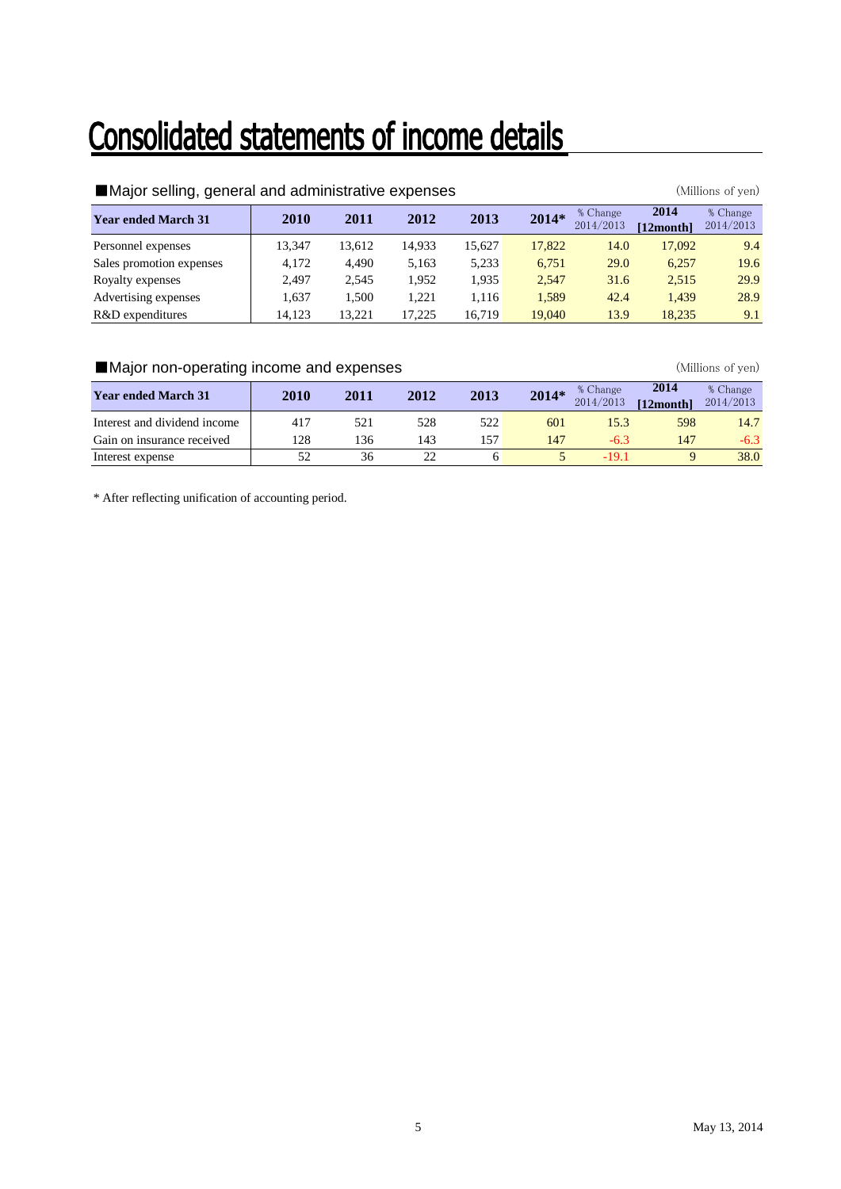# Consolidated statements of income details

## ■Major selling, general and administrative expenses

(Millions of yen)

| Year ended March 31 | 2010 | 2011 | 2012 | 2013 | 2014* | % Change 2014/2013 | 2014 [12month] | % Change 2014/2013 |
|---|---|---|---|---|---|---|---|---|
| Personnel expenses | 13,347 | 13,612 | 14,933 | 15,627 | 17,822 | 14.0 | 17,092 | 9.4 |
| Sales promotion expenses | 4,172 | 4,490 | 5,163 | 5,233 | 6,751 | 29.0 | 6,257 | 19.6 |
| Royalty expenses | 2,497 | 2,545 | 1,952 | 1,935 | 2,547 | 31.6 | 2,515 | 29.9 |
| Advertising expenses | 1,637 | 1,500 | 1,221 | 1,116 | 1,589 | 42.4 | 1,439 | 28.9 |
| R&D expenditures | 14,123 | 13,221 | 17,225 | 16,719 | 19,040 | 13.9 | 18,235 | 9.1 |

## ■Major non-operating income and expenses

(Millions of yen)

| Year ended March 31 | 2010 | 2011 | 2012 | 2013 | 2014* | % Change 2014/2013 | 2014 [12month] | % Change 2014/2013 |
|---|---|---|---|---|---|---|---|---|
| Interest and dividend income | 417 | 521 | 528 | 522 | 601 | 15.3 | 598 | 14.7 |
| Gain on insurance received | 128 | 136 | 143 | 157 | 147 | -6.3 | 147 | -6.3 |
| Interest expense | 52 | 36 | 22 | 6 | 5 | -19.1 | 9 | 38.0 |

* After reflecting unification of accounting period.

May 13, 2014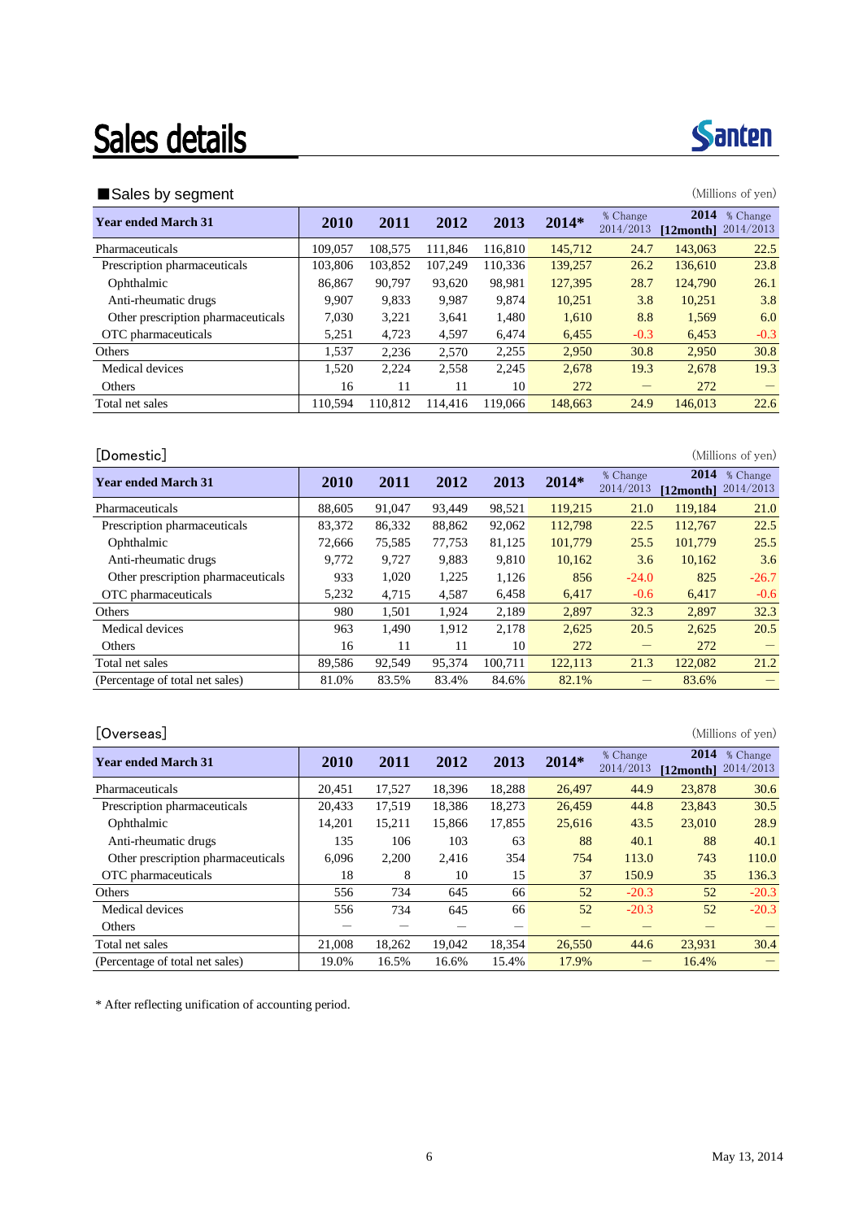# Sales details

Santen

■Sales by segment

(Millions of yen)

| Year ended March 31 | 2010 | 2011 | 2012 | 2013 | 2014* | % Change 2014/2013 | 2014 [12month] | % Change 2014/2013 |
|---|---|---|---|---|---|---|---|---|
| Pharmaceuticals | 109,057 | 108,575 | 111,846 | 116,810 | 145,712 | 24.7 | 143,063 | 22.5 |
| Prescription pharmaceuticals | 103,806 | 103,852 | 107,249 | 110,336 | 139,257 | 26.2 | 136,610 | 23.8 |
| Ophthalmic | 86,867 | 90,797 | 93,620 | 98,981 | 127,395 | 28.7 | 124,790 | 26.1 |
| Anti-rheumatic drugs | 9,907 | 9,833 | 9,987 | 9,874 | 10,251 | 3.8 | 10,251 | 3.8 |
| Other prescription pharmaceuticals | 7,030 | 3,221 | 3,641 | 1,480 | 1,610 | 8.8 | 1,569 | 6.0 |
| OTC pharmaceuticals | 5,251 | 4,723 | 4,597 | 6,474 | 6,455 | -0.3 | 6,453 | -0.3 |
| Others | 1,537 | 2,236 | 2,570 | 2,255 | 2,950 | 30.8 | 2,950 | 30.8 |
| Medical devices | 1,520 | 2,224 | 2,558 | 2,245 | 2,678 | 19.3 | 2,678 | 19.3 |
| Others | 16 | 11 | 11 | 10 | 272 | — | 272 | — |
| Total net sales | 110,594 | 110,812 | 114,416 | 119,066 | 148,663 | 24.9 | 146,013 | 22.6 |

[Domestic]

(Millions of yen)

| Year ended March 31 | 2010 | 2011 | 2012 | 2013 | 2014* | % Change 2014/2013 | 2014 [12month] | % Change 2014/2013 |
|---|---|---|---|---|---|---|---|---|
| Pharmaceuticals | 88,605 | 91,047 | 93,449 | 98,521 | 119,215 | 21.0 | 119,184 | 21.0 |
| Prescription pharmaceuticals | 83,372 | 86,332 | 88,862 | 92,062 | 112,798 | 22.5 | 112,767 | 22.5 |
| Ophthalmic | 72,666 | 75,585 | 77,753 | 81,125 | 101,779 | 25.5 | 101,779 | 25.5 |
| Anti-rheumatic drugs | 9,772 | 9,727 | 9,883 | 9,810 | 10,162 | 3.6 | 10,162 | 3.6 |
| Other prescription pharmaceuticals | 933 | 1,020 | 1,225 | 1,126 | 856 | -24.0 | 825 | -26.7 |
| OTC pharmaceuticals | 5,232 | 4,715 | 4,587 | 6,458 | 6,417 | -0.6 | 6,417 | -0.6 |
| Others | 980 | 1,501 | 1,924 | 2,189 | 2,897 | 32.3 | 2,897 | 32.3 |
| Medical devices | 963 | 1,490 | 1,912 | 2,178 | 2,625 | 20.5 | 2,625 | 20.5 |
| Others | 16 | 11 | 11 | 10 | 272 | — | 272 | — |
| Total net sales | 89,586 | 92,549 | 95,374 | 100,711 | 122,113 | 21.3 | 122,082 | 21.2 |
| (Percentage of total net sales) | 81.0% | 83.5% | 83.4% | 84.6% | 82.1% | — | 83.6% | — |

[Overseas]

(Millions of yen)

| Year ended March 31 | 2010 | 2011 | 2012 | 2013 | 2014* | % Change 2014/2013 | 2014 [12month] | % Change 2014/2013 |
|---|---|---|---|---|---|---|---|---|
| Pharmaceuticals | 20,451 | 17,527 | 18,396 | 18,288 | 26,497 | 44.9 | 23,878 | 30.6 |
| Prescription pharmaceuticals | 20,433 | 17,519 | 18,386 | 18,273 | 26,459 | 44.8 | 23,843 | 30.5 |
| Ophthalmic | 14,201 | 15,211 | 15,866 | 17,855 | 25,616 | 43.5 | 23,010 | 28.9 |
| Anti-rheumatic drugs | 135 | 106 | 103 | 63 | 88 | 40.1 | 88 | 40.1 |
| Other prescription pharmaceuticals | 6,096 | 2,200 | 2,416 | 354 | 754 | 113.0 | 743 | 110.0 |
| OTC pharmaceuticals | 18 | 8 | 10 | 15 | 37 | 150.9 | 35 | 136.3 |
| Others | 556 | 734 | 645 | 66 | 52 | -20.3 | 52 | -20.3 |
| Medical devices | 556 | 734 | 645 | 66 | 52 | -20.3 | 52 | -20.3 |
| Others | — | — | — | — | — | — | — | — |
| Total net sales | 21,008 | 18,262 | 19,042 | 18,354 | 26,550 | 44.6 | 23,931 | 30.4 |
| (Percentage of total net sales) | 19.0% | 16.5% | 16.6% | 15.4% | 17.9% | — | 16.4% | — |

* After reflecting unification of accounting period.

May 13, 2014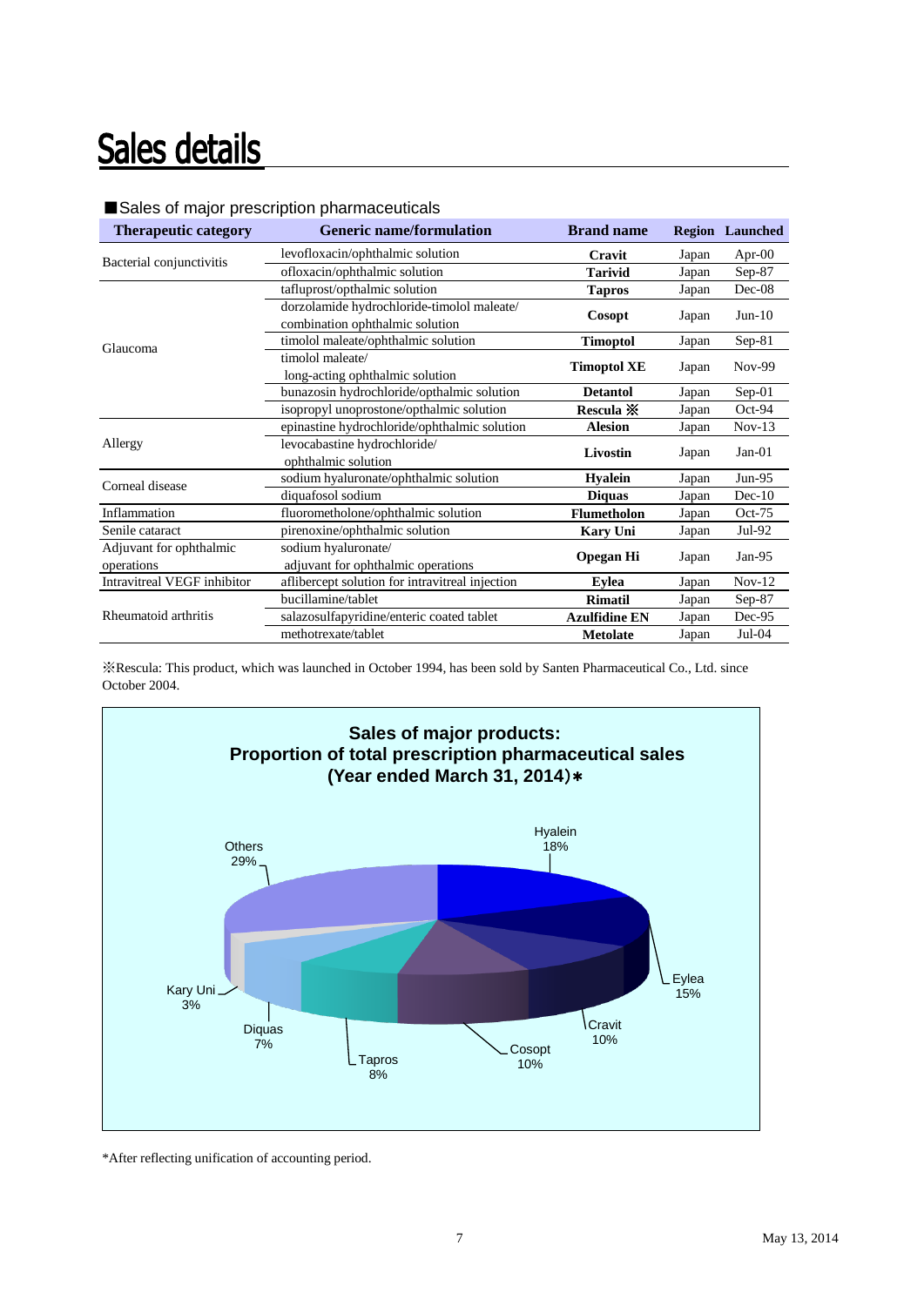# Sales details

■Sales of major prescription pharmaceuticals

| Therapeutic category | Generic name/formulation | Brand name | Region | Launched |
|---|---|---|---|---|
| Bacterial conjunctivitis | levofloxacin/ophthalmic solution | **Cravit** | Japan | Apr-00 |
| | ofloxacin/ophthalmic solution | **Tarivid** | Japan | Sep-87 |
| Glaucoma | tafluprost/opthalmic solution | **Tapros** | Japan | Dec-08 |
| | dorzolamide hydrochloride-timolol maleate/ combination ophthalmic solution | **Cosopt** | Japan | Jun-10 |
| | timolol maleate/ophthalmic solution | **Timoptol** | Japan | Sep-81 |
| | timolol maleate/ long-acting ophthalmic solution | **Timoptol XE** | Japan | Nov-99 |
| | bunazosin hydrochloride/opthalmic solution | **Detantol** | Japan | Sep-01 |
| | isopropyl unoprostone/opthalmic solution | **Rescula ※** | Japan | Oct-94 |
| Allergy | epinastine hydrochloride/ophthalmic solution | **Alesion** | Japan | Nov-13 |
| | levocabastine hydrochloride/ ophthalmic solution | **Livostin** | Japan | Jan-01 |
| Corneal disease | sodium hyaluronate/ophthalmic solution | **Hyalein** | Japan | Jun-95 |
| | diquafosol sodium | **Diquas** | Japan | Dec-10 |
| Inflammation | fluorometholone/ophthalmic solution | **Flumetholon** | Japan | Oct-75 |
| Senile cataract | pirenoxine/ophthalmic solution | **Kary Uni** | Japan | Jul-92 |
| Adjuvant for ophthalmic operations | sodium hyaluronate/ adjuvant for ophthalmic operations | **Opegan Hi** | Japan | Jan-95 |
| Intravitreal VEGF inhibitor | aflibercept solution for intravitreal injection | **Eylea** | Japan | Nov-12 |
| Rheumatoid arthritis | bucillamine/tablet | **Rimatil** | Japan | Sep-87 |
| | salazosulfapyridine/enteric coated tablet | **Azulfidine EN** | Japan | Dec-95 |
| | methotrexate/tablet | **Metolate** | Japan | Jul-04 |

※Rescula: This product, which was launched in October 1994, has been sold by Santen Pharmaceutical Co., Ltd. since October 2004.

**Sales of major products: Proportion of total prescription pharmaceutical sales (Year ended March 31, 2014)＊**

| Product | Proportion |
|---|---|
| Hyalein | 18% |
| Eylea | 15% |
| Cravit | 10% |
| Cosopt | 10% |
| Tapros | 8% |
| Diquas | 7% |
| Kary Uni | 3% |
| Others | 29% |

*After reflecting unification of accounting period.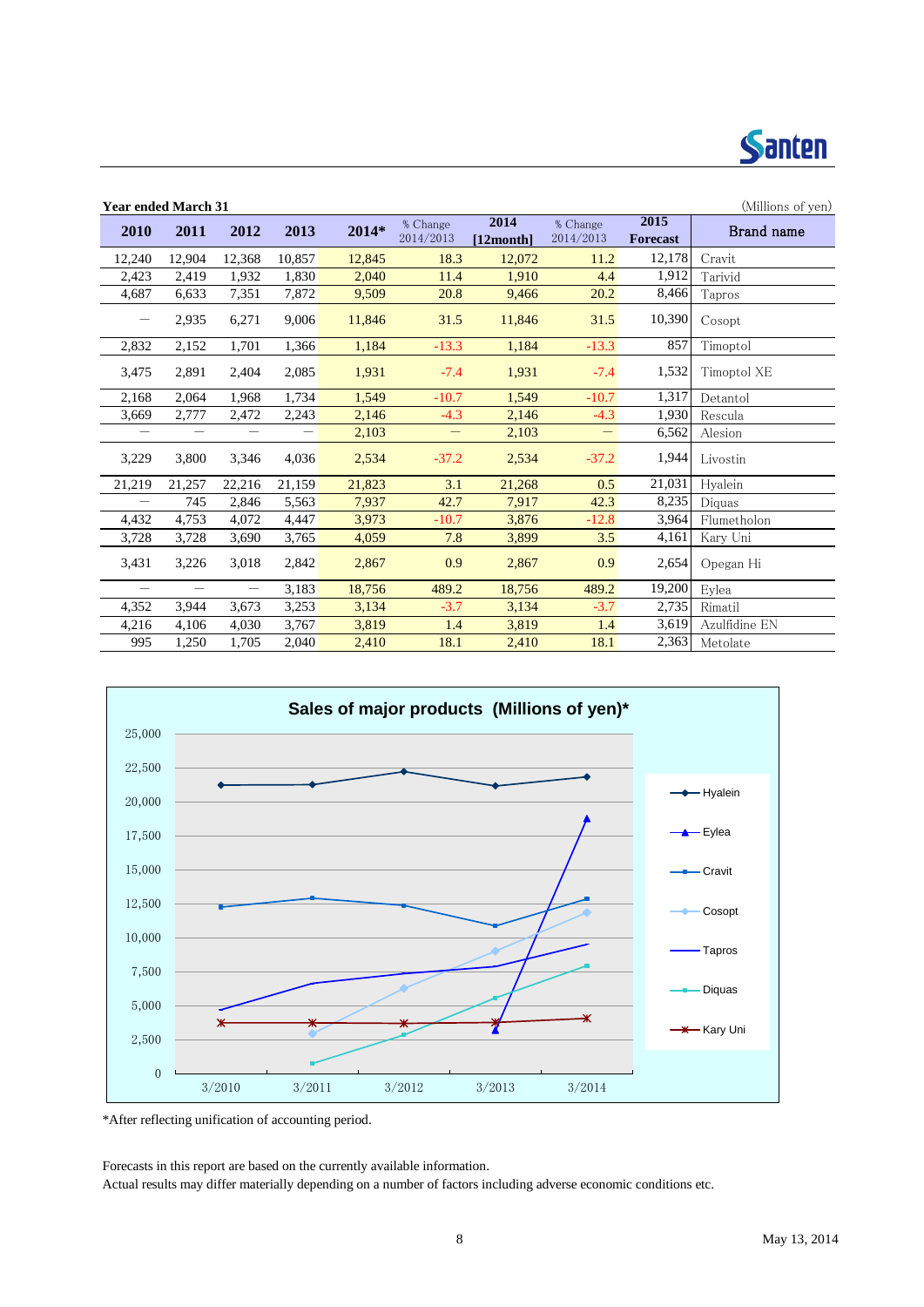**Year ended March 31** (Millions of yen)

| 2010 | 2011 | 2012 | 2013 | 2014* | % Change 2014/2013 | 2014 [12month] | % Change 2014/2013 | 2015 Forecast | Brand name |
|---|---|---|---|---|---|---|---|---|---|
| 12,240 | 12,904 | 12,368 | 10,857 | 12,845 | 18.3 | 12,072 | 11.2 | 12,178 | Cravit |
| 2,423 | 2,419 | 1,932 | 1,830 | 2,040 | 11.4 | 1,910 | 4.4 | 1,912 | Tarivid |
| 4,687 | 6,633 | 7,351 | 7,872 | 9,509 | 20.8 | 9,466 | 20.2 | 8,466 | Tapros |
| — | 2,935 | 6,271 | 9,006 | 11,846 | 31.5 | 11,846 | 31.5 | 10,390 | Cosopt |
| 2,832 | 2,152 | 1,701 | 1,366 | 1,184 | -13.3 | 1,184 | -13.3 | 857 | Timoptol |
| 3,475 | 2,891 | 2,404 | 2,085 | 1,931 | -7.4 | 1,931 | -7.4 | 1,532 | Timoptol XE |
| 2,168 | 2,064 | 1,968 | 1,734 | 1,549 | -10.7 | 1,549 | -10.7 | 1,317 | Detantol |
| 3,669 | 2,777 | 2,472 | 2,243 | 2,146 | -4.3 | 2,146 | -4.3 | 1,930 | Rescula |
| — | — | — | — | 2,103 | — | 2,103 | — | 6,562 | Alesion |
| 3,229 | 3,800 | 3,346 | 4,036 | 2,534 | -37.2 | 2,534 | -37.2 | 1,944 | Livostin |
| 21,219 | 21,257 | 22,216 | 21,159 | 21,823 | 3.1 | 21,268 | 0.5 | 21,031 | Hyalein |
| — | 745 | 2,846 | 5,563 | 7,937 | 42.7 | 7,917 | 42.3 | 8,235 | Diquas |
| 4,432 | 4,753 | 4,072 | 4,447 | 3,973 | -10.7 | 3,876 | -12.8 | 3,964 | Flumetholon |
| 3,728 | 3,728 | 3,690 | 3,765 | 4,059 | 7.8 | 3,899 | 3.5 | 4,161 | Kary Uni |
| 3,431 | 3,226 | 3,018 | 2,842 | 2,867 | 0.9 | 2,867 | 0.9 | 2,654 | Opegan Hi |
| — | — | — | 3,183 | 18,756 | 489.2 | 18,756 | 489.2 | 19,200 | Eylea |
| 4,352 | 3,944 | 3,673 | 3,253 | 3,134 | -3.7 | 3,134 | -3.7 | 2,735 | Rimatil |
| 4,216 | 4,106 | 4,030 | 3,767 | 3,819 | 1.4 | 3,819 | 1.4 | 3,619 | Azulfidine EN |
| 995 | 1,250 | 1,705 | 2,040 | 2,410 | 18.1 | 2,410 | 18.1 | 2,363 | Metolate |

**Sales of major products (Millions of yen)***

*After reflecting unification of accounting period.

Forecasts in this report are based on the currently available information.
Actual results may differ materially depending on a number of factors including adverse economic conditions etc.

May 13, 2014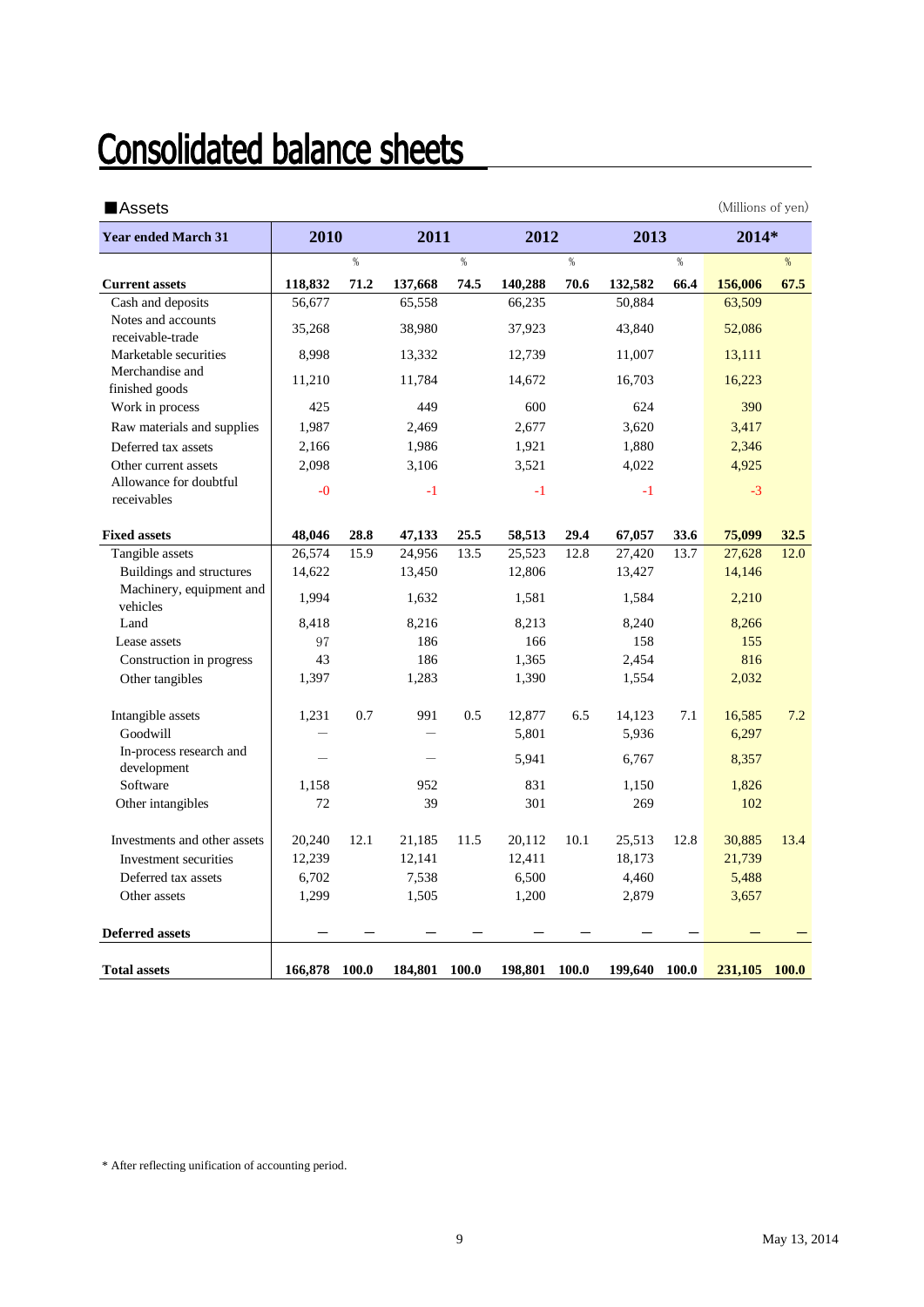# Consolidated balance sheets

■Assets (Millions of yen)

| Year ended March 31 | 2010 | | 2011 | | 2012 | | 2013 | | 2014* | |
|---|---|---|---|---|---|---|---|---|---|---|
| | | % | | % | | % | | % | | % |
| **Current assets** | **118,832** | **71.2** | **137,668** | **74.5** | **140,288** | **70.6** | **132,582** | **66.4** | **156,006** | **67.5** |
| Cash and deposits | 56,677 | | 65,558 | | 66,235 | | 50,884 | | 63,509 | |
| Notes and accounts receivable-trade | 35,268 | | 38,980 | | 37,923 | | 43,840 | | 52,086 | |
| Marketable securities | 8,998 | | 13,332 | | 12,739 | | 11,007 | | 13,111 | |
| Merchandise and finished goods | 11,210 | | 11,784 | | 14,672 | | 16,703 | | 16,223 | |
| Work in process | 425 | | 449 | | 600 | | 624 | | 390 | |
| Raw materials and supplies | 1,987 | | 2,469 | | 2,677 | | 3,620 | | 3,417 | |
| Deferred tax assets | 2,166 | | 1,986 | | 1,921 | | 1,880 | | 2,346 | |
| Other current assets | 2,098 | | 3,106 | | 3,521 | | 4,022 | | 4,925 | |
| Allowance for doubtful receivables | -0 | | -1 | | -1 | | -1 | | -3 | |
| **Fixed assets** | **48,046** | **28.8** | **47,133** | **25.5** | **58,513** | **29.4** | **67,057** | **33.6** | **75,099** | **32.5** |
| Tangible assets | 26,574 | 15.9 | 24,956 | 13.5 | 25,523 | 12.8 | 27,420 | 13.7 | 27,628 | 12.0 |
| Buildings and structures | 14,622 | | 13,450 | | 12,806 | | 13,427 | | 14,146 | |
| Machinery, equipment and vehicles | 1,994 | | 1,632 | | 1,581 | | 1,584 | | 2,210 | |
| Land | 8,418 | | 8,216 | | 8,213 | | 8,240 | | 8,266 | |
| Lease assets | 97 | | 186 | | 166 | | 158 | | 155 | |
| Construction in progress | 43 | | 186 | | 1,365 | | 2,454 | | 816 | |
| Other tangibles | 1,397 | | 1,283 | | 1,390 | | 1,554 | | 2,032 | |
| Intangible assets | 1,231 | 0.7 | 991 | 0.5 | 12,877 | 6.5 | 14,123 | 7.1 | 16,585 | 7.2 |
| Goodwill | ― | | ― | | 5,801 | | 5,936 | | 6,297 | |
| In-process research and development | ― | | ― | | 5,941 | | 6,767 | | 8,357 | |
| Software | 1,158 | | 952 | | 831 | | 1,150 | | 1,826 | |
| Other intangibles | 72 | | 39 | | 301 | | 269 | | 102 | |
| Investments and other assets | 20,240 | 12.1 | 21,185 | 11.5 | 20,112 | 10.1 | 25,513 | 12.8 | 30,885 | 13.4 |
| Investment securities | 12,239 | | 12,141 | | 12,411 | | 18,173 | | 21,739 | |
| Deferred tax assets | 6,702 | | 7,538 | | 6,500 | | 4,460 | | 5,488 | |
| Other assets | 1,299 | | 1,505 | | 1,200 | | 2,879 | | 3,657 | |
| **Deferred assets** | **―** | **―** | **―** | **―** | **―** | **―** | **―** | **―** | **―** | **―** |
| **Total assets** | **166,878** | **100.0** | **184,801** | **100.0** | **198,801** | **100.0** | **199,640** | **100.0** | **231,105** | **100.0** |

\* After reflecting unification of accounting period.

May 13, 2014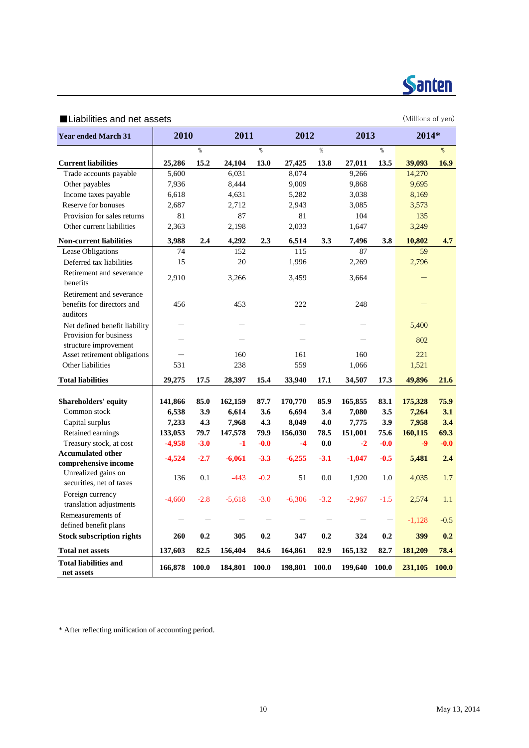## ■Liabilities and net assets

(Millions of yen)

| Year ended March 31 | 2010 | | 2011 | | 2012 | | 2013 | | 2014* | |
|---|---|---|---|---|---|---|---|---|---|---|
| | | % | | % | | % | | % | | % |
| **Current liabilities** | **25,286** | **15.2** | **24,104** | **13.0** | **27,425** | **13.8** | **27,011** | **13.5** | **39,093** | **16.9** |
| Trade accounts payable | 5,600 | | 6,031 | | 8,074 | | 9,266 | | 14,270 | |
| Other payables | 7,936 | | 8,444 | | 9,009 | | 9,868 | | 9,695 | |
| Income taxes payable | 6,618 | | 4,631 | | 5,282 | | 3,038 | | 8,169 | |
| Reserve for bonuses | 2,687 | | 2,712 | | 2,943 | | 3,085 | | 3,573 | |
| Provision for sales returns | 81 | | 87 | | 81 | | 104 | | 135 | |
| Other current liabilities | 2,363 | | 2,198 | | 2,033 | | 1,647 | | 3,249 | |
| **Non-current liabilities** | **3,988** | **2.4** | **4,292** | **2.3** | **6,514** | **3.3** | **7,496** | **3.8** | **10,802** | **4.7** |
| Lease Obligations | 74 | | 152 | | 115 | | 87 | | 59 | |
| Deferred tax liabilities | 15 | | 20 | | 1,996 | | 2,269 | | 2,796 | |
| Retirement and severance benefits | 2,910 | | 3,266 | | 3,459 | | 3,664 | | — | |
| Retirement and severance benefits for directors and auditors | 456 | | 453 | | 222 | | 248 | | — | |
| Net defined benefit liability | — | | — | | — | | — | | 5,400 | |
| Provision for business structure improvement | — | | — | | — | | — | | 802 | |
| Asset retirement obligations | — | | 160 | | 161 | | 160 | | 221 | |
| Other liabilities | 531 | | 238 | | 559 | | 1,066 | | 1,521 | |
| **Total liabilities** | **29,275** | **17.5** | **28,397** | **15.4** | **33,940** | **17.1** | **34,507** | **17.3** | **49,896** | **21.6** |
| **Shareholders' equity** | **141,866** | **85.0** | **162,159** | **87.7** | **170,770** | **85.9** | **165,855** | **83.1** | **175,328** | **75.9** |
| Common stock | **6,538** | **3.9** | **6,614** | **3.6** | **6,694** | **3.4** | **7,080** | **3.5** | **7,264** | **3.1** |
| Capital surplus | **7,233** | **4.3** | **7,968** | **4.3** | **8,049** | **4.0** | **7,775** | **3.9** | **7,958** | **3.4** |
| Retained earnings | **133,053** | **79.7** | **147,578** | **79.9** | **156,030** | **78.5** | **151,001** | **75.6** | **160,115** | **69.3** |
| Treasury stock, at cost | **-4,958** | **-3.0** | **-1** | **-0.0** | **-4** | **0.0** | **-2** | **-0.0** | **-9** | **-0.0** |
| **Accumulated other comprehensive income** | **-4,524** | **-2.7** | **-6,061** | **-3.3** | **-6,255** | **-3.1** | **-1,047** | **-0.5** | **5,481** | **2.4** |
| Unrealized gains on securities, net of taxes | 136 | 0.1 | -443 | -0.2 | 51 | 0.0 | 1,920 | 1.0 | 4,035 | 1.7 |
| Foreign currency translation adjustments | -4,660 | -2.8 | -5,618 | -3.0 | -6,306 | -3.2 | -2,967 | -1.5 | 2,574 | 1.1 |
| Remeasurements of defined benefit plans | — | — | — | — | — | — | — | — | -1,128 | -0.5 |
| **Stock subscription rights** | **260** | **0.2** | **305** | **0.2** | **347** | **0.2** | **324** | **0.2** | **399** | **0.2** |
| **Total net assets** | **137,603** | **82.5** | **156,404** | **84.6** | **164,861** | **82.9** | **165,132** | **82.7** | **181,209** | **78.4** |
| **Total liabilities and net assets** | **166,878** | **100.0** | **184,801** | **100.0** | **198,801** | **100.0** | **199,640** | **100.0** | **231,105** | **100.0** |

* After reflecting unification of accounting period.

May 13, 2014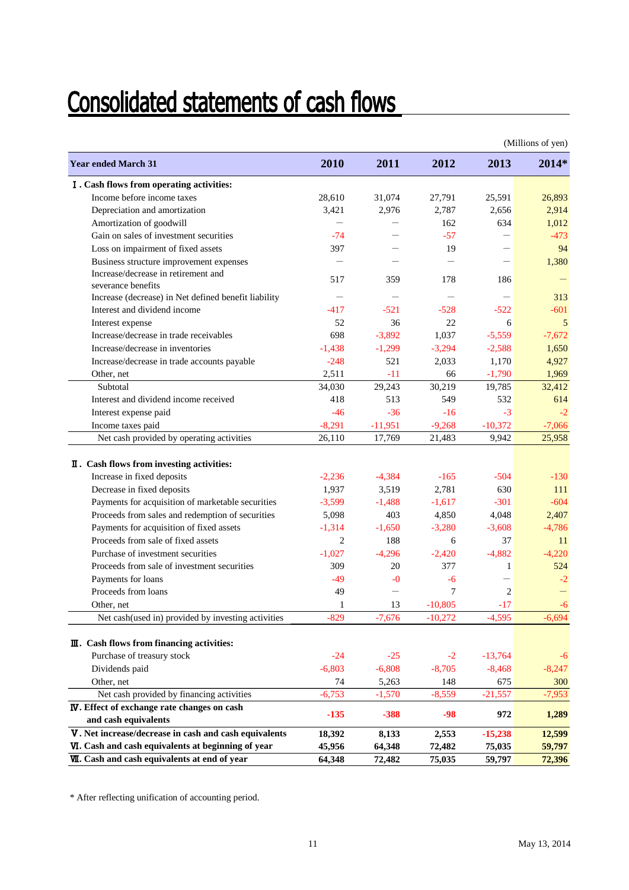# Consolidated statements of cash flows

(Millions of yen)

| Year ended March 31 | 2010 | 2011 | 2012 | 2013 | 2014* |
|---|---|---|---|---|---|
| **Ⅰ. Cash flows from operating activities:** | | | | | |
| Income before income taxes | 28,610 | 31,074 | 27,791 | 25,591 | 26,893 |
| Depreciation and amortization | 3,421 | 2,976 | 2,787 | 2,656 | 2,914 |
| Amortization of goodwill | ― | ― | 162 | 634 | 1,012 |
| Gain on sales of investment securities | -74 | ― | -57 | ― | -473 |
| Loss on impairment of fixed assets | 397 | ― | 19 | ― | 94 |
| Business structure improvement expenses | ― | ― | ― | ― | 1,380 |
| Increase/decrease in retirement and severance benefits | 517 | 359 | 178 | 186 | ― |
| Increase (decrease) in Net defined benefit liability | ― | ― | ― | ― | 313 |
| Interest and dividend income | -417 | -521 | -528 | -522 | -601 |
| Interest expense | 52 | 36 | 22 | 6 | 5 |
| Increase/decrease in trade receivables | 698 | -3,892 | 1,037 | -5,559 | -7,672 |
| Increase/decrease in inventories | -1,438 | -1,299 | -3,294 | -2,588 | 1,650 |
| Increase/decrease in trade accounts payable | -248 | 521 | 2,033 | 1,170 | 4,927 |
| Other, net | 2,511 | -11 | 66 | -1,790 | 1,969 |
| Subtotal | 34,030 | 29,243 | 30,219 | 19,785 | 32,412 |
| Interest and dividend income received | 418 | 513 | 549 | 532 | 614 |
| Interest expense paid | -46 | -36 | -16 | -3 | -2 |
| Income taxes paid | -8,291 | -11,951 | -9,268 | -10,372 | -7,066 |
| Net cash provided by operating activities | 26,110 | 17,769 | 21,483 | 9,942 | 25,958 |
| **Ⅱ. Cash flows from investing activities:** | | | | | |
| Increase in fixed deposits | -2,236 | -4,384 | -165 | -504 | -130 |
| Decrease in fixed deposits | 1,937 | 3,519 | 2,781 | 630 | 111 |
| Payments for acquisition of marketable securities | -3,599 | -1,488 | -1,617 | -301 | -604 |
| Proceeds from sales and redemption of securities | 5,098 | 403 | 4,850 | 4,048 | 2,407 |
| Payments for acquisition of fixed assets | -1,314 | -1,650 | -3,280 | -3,608 | -4,786 |
| Proceeds from sale of fixed assets | 2 | 188 | 6 | 37 | 11 |
| Purchase of investment securities | -1,027 | -4,296 | -2,420 | -4,882 | -4,220 |
| Proceeds from sale of investment securities | 309 | 20 | 377 | 1 | 524 |
| Payments for loans | -49 | -0 | -6 | ― | -2 |
| Proceeds from loans | 49 | ― | 7 | 2 | ― |
| Other, net | 1 | 13 | -10,805 | -17 | -6 |
| Net cash(used in) provided by investing activities | -829 | -7,676 | -10,272 | -4,595 | -6,694 |
| **Ⅲ. Cash flows from financing activities:** | | | | | |
| Purchase of treasury stock | -24 | -25 | -2 | -13,764 | -6 |
| Dividends paid | -6,803 | -6,808 | -8,705 | -8,468 | -8,247 |
| Other, net | 74 | 5,263 | 148 | 675 | 300 |
| Net cash provided by financing activities | -6,753 | -1,570 | -8,559 | -21,557 | -7,953 |
| **Ⅳ. Effect of exchange rate changes on cash and cash equivalents** | **-135** | **-388** | **-98** | **972** | **1,289** |
| **Ⅴ. Net increase/decrease in cash and cash equivalents** | **18,392** | **8,133** | **2,553** | **-15,238** | **12,599** |
| **Ⅵ. Cash and cash equivalents at beginning of year** | **45,956** | **64,348** | **72,482** | **75,035** | **59,797** |
| **Ⅶ. Cash and cash equivalents at end of year** | **64,348** | **72,482** | **75,035** | **59,797** | **72,396** |

* After reflecting unification of accounting period.

May 13, 2014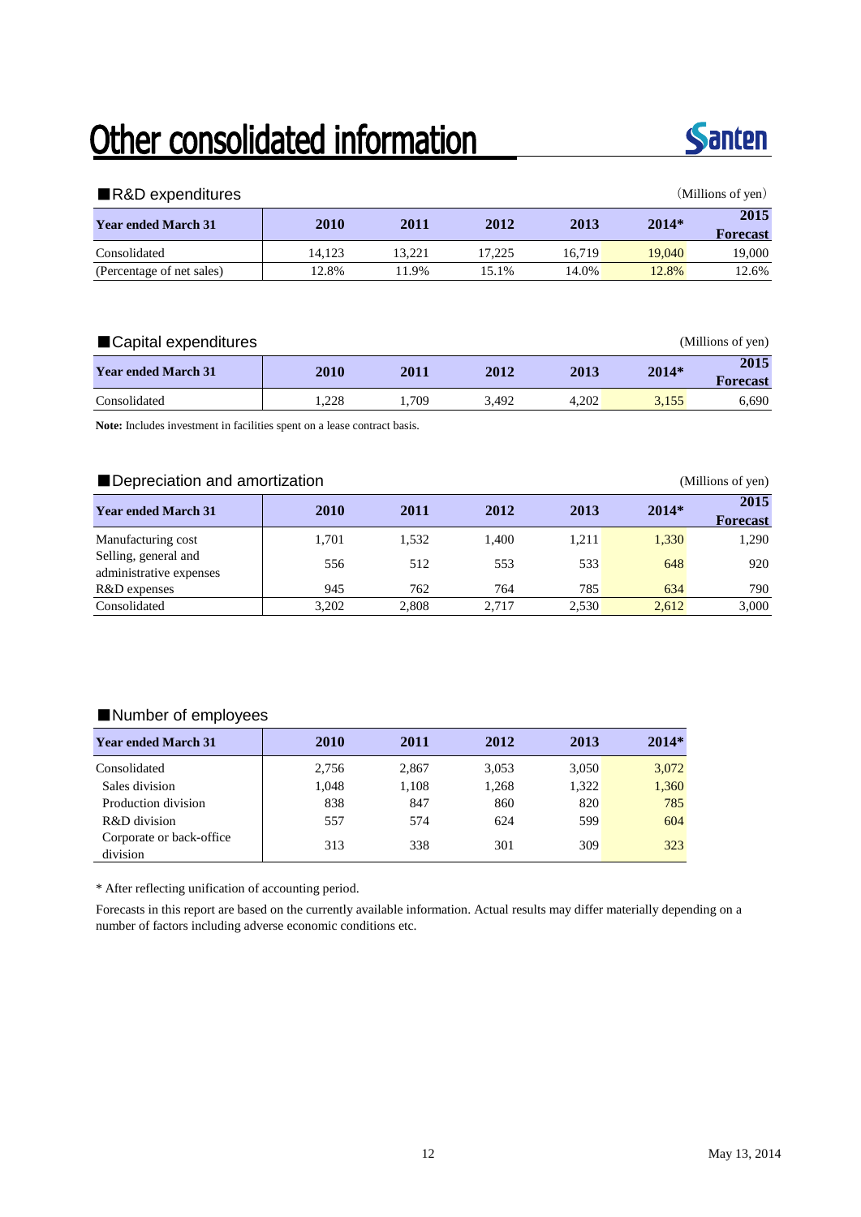# Other consolidated information

## ■R&D expenditures

(Millions of yen)

| Year ended March 31 | 2010 | 2011 | 2012 | 2013 | 2014* | 2015 Forecast |
|---|---|---|---|---|---|---|
| Consolidated | 14,123 | 13,221 | 17,225 | 16,719 | 19,040 | 19,000 |
| (Percentage of net sales) | 12.8% | 11.9% | 15.1% | 14.0% | 12.8% | 12.6% |

## ■Capital expenditures

(Millions of yen)

| Year ended March 31 | 2010 | 2011 | 2012 | 2013 | 2014* | 2015 Forecast |
|---|---|---|---|---|---|---|
| Consolidated | 1,228 | 1,709 | 3,492 | 4,202 | 3,155 | 6,690 |

**Note:** Includes investment in facilities spent on a lease contract basis.

## ■Depreciation and amortization

(Millions of yen)

| Year ended March 31 | 2010 | 2011 | 2012 | 2013 | 2014* | 2015 Forecast |
|---|---|---|---|---|---|---|
| Manufacturing cost | 1,701 | 1,532 | 1,400 | 1,211 | 1,330 | 1,290 |
| Selling, general and administrative expenses | 556 | 512 | 553 | 533 | 648 | 920 |
| R&D expenses | 945 | 762 | 764 | 785 | 634 | 790 |
| Consolidated | 3,202 | 2,808 | 2,717 | 2,530 | 2,612 | 3,000 |

## ■Number of employees

| Year ended March 31 | 2010 | 2011 | 2012 | 2013 | 2014* |
|---|---|---|---|---|---|
| Consolidated | 2,756 | 2,867 | 3,053 | 3,050 | 3,072 |
| Sales division | 1,048 | 1,108 | 1,268 | 1,322 | 1,360 |
| Production division | 838 | 847 | 860 | 820 | 785 |
| R&D division | 557 | 574 | 624 | 599 | 604 |
| Corporate or back-office division | 313 | 338 | 301 | 309 | 323 |

* After reflecting unification of accounting period.

Forecasts in this report are based on the currently available information. Actual results may differ materially depending on a number of factors including adverse economic conditions etc.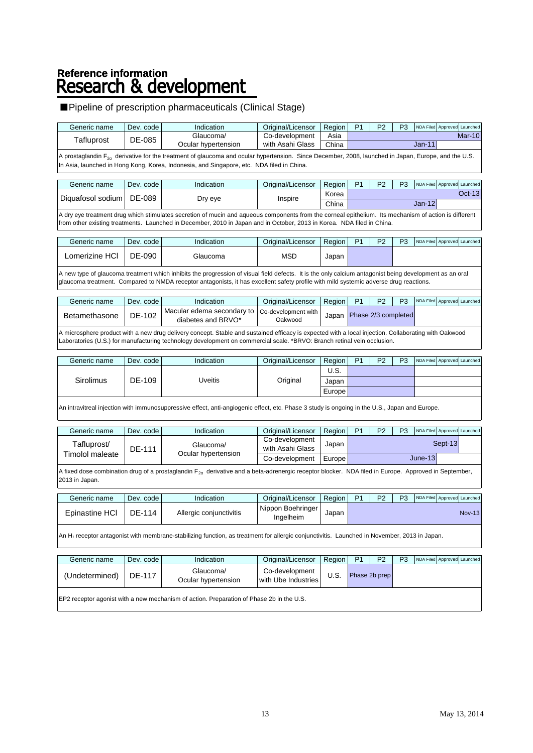## Reference information
# Research & development

■Pipeline of prescription pharmaceuticals (Clinical Stage)

| Generic name | Dev. code | Indication | Original/Licensor | Region | P1 | P2 | P3 | NDA Filed | Approved | Launched |
|---|---|---|---|---|---|---|---|---|---|---|
| Tafluprost | DE-085 | Glaucoma/ Ocular hypertension | Co-development with Asahi Glass | Asia | | | | | | Mar-10 |
| | | | | China | | | | Jan-11 | | |

A prostaglandin $F_{2\alpha}$ derivative for the treatment of glaucoma and ocular hypertension. Since December, 2008, launched in Japan, Europe, and the U.S. In Asia, launched in Hong Kong, Korea, Indonesia, and Singapore, etc. NDA filed in China.

| Generic name | Dev. code | Indication | Original/Licensor | Region | P1 | P2 | P3 | NDA Filed | Approved | Launched |
|---|---|---|---|---|---|---|---|---|---|---|
| Diquafosol sodium | DE-089 | Dry eye | Inspire | Korea | | | | | | Oct-13 |
| | | | | China | | | | Jan-12 | | |

A dry eye treatment drug which stimulates secretion of mucin and aqueous components from the corneal epithelium. Its mechanism of action is different from other existing treatments. Launched in December, 2010 in Japan and in October, 2013 in Korea. NDA filed in China.

| Generic name | Dev. code | Indication | Original/Licensor | Region | P1 | P2 | P3 | NDA Filed | Approved | Launched |
|---|---|---|---|---|---|---|---|---|---|---|
| Lomerizine HCl | DE-090 | Glaucoma | MSD | Japan | | | | | | |

A new type of glaucoma treatment which inhibits the progression of visual field defects. It is the only calcium antagonist being development as an oral glaucoma treatment. Compared to NMDA receptor antagonists, it has excellent safety profile with mild systemic adverse drug reactions.

| Generic name | Dev. code | Indication | Original/Licensor | Region | P1 | P2 | P3 | NDA Filed | Approved | Launched |
|---|---|---|---|---|---|---|---|---|---|---|
| Betamethasone | DE-102 | Macular edema secondary to diabetes and BRVO* | Co-development with Oakwood | Japan | Phase 2/3 completed | | | | | |

A microsphere product with a new drug delivery concept. Stable and sustained efficacy is expected with a local injection. Collaborating with Oakwood Laboratories (U.S.) for manufacturing technology development on commercial scale. *BRVO: Branch retinal vein occlusion.

| Generic name | Dev. code | Indication | Original/Licensor | Region | P1 | P2 | P3 | NDA Filed | Approved | Launched |
|---|---|---|---|---|---|---|---|---|---|---|
| Sirolimus | DE-109 | Uveitis | Original | U.S. | | | | | | |
| | | | | Japan | | | | | | |
| | | | | Europe | | | | | | |

An intravitreal injection with immunosuppressive effect, anti-angiogenic effect, etc. Phase 3 study is ongoing in the U.S., Japan and Europe.

| Generic name | Dev. code | Indication | Original/Licensor | Region | P1 | P2 | P3 | NDA Filed | Approved | Launched |
|---|---|---|---|---|---|---|---|---|---|---|
| Tafluprost/ Timolol maleate | DE-111 | Glaucoma/ Ocular hypertension | Co-development with Asahi Glass | Japan | | | | | Sept-13 | |
| | | | Co-development | Europe | | | | June-13 | | |

A fixed dose combination drug of a prostaglandin $F_{2\alpha}$ derivative and a beta-adrenergic receptor blocker. NDA filed in Europe. Approved in September, 2013 in Japan.

| Generic name | Dev. code | Indication | Original/Licensor | Region | P1 | P2 | P3 | NDA Filed | Approved | Launched |
|---|---|---|---|---|---|---|---|---|---|---|
| Epinastine HCl | DE-114 | Allergic conjunctivitis | Nippon Boehringer Ingelheim | Japan | | | | | | Nov-13 |

An $H_1$ receptor antagonist with membrane-stabilizing function, as treatment for allergic conjunctivitis. Launched in November, 2013 in Japan.

| Generic name | Dev. code | Indication | Original/Licensor | Region | P1 | P2 | P3 | NDA Filed | Approved | Launched |
|---|---|---|---|---|---|---|---|---|---|---|
| (Undetermined) | DE-117 | Glaucoma/ Ocular hypertension | Co-development with Ube Industries | U.S. | Phase 2b prep | | | | | |

EP2 receptor agonist with a new mechanism of action. Preparation of Phase 2b in the U.S.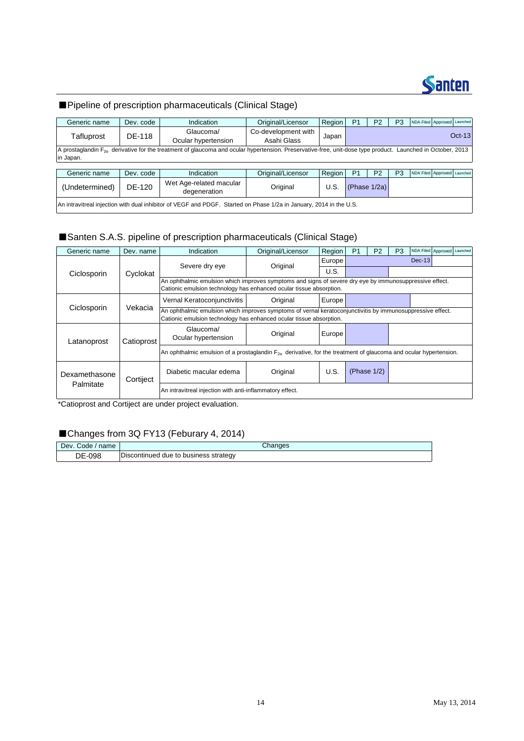## ■Pipeline of prescription pharmaceuticals (Clinical Stage)

| Generic name | Dev. code | Indication | Original/Licensor | Region | P1 | P2 | P3 | NDA Filed | Approved | Launched |
|---|---|---|---|---|---|---|---|---|---|---|
| Tafluprost | DE-118 | Glaucoma/ Ocular hypertension | Co-development with Asahi Glass | Japan | | | | | | Oct-13 |
| A prostaglandin $F_{2\alpha}$ derivative for the treatment of glaucoma and ocular hypertension. Preservative-free, unit-dose type product. Launched in October, 2013 in Japan. | | | | | | | | | | |

| Generic name | Dev. code | Indication | Original/Licensor | Region | P1 | P2 | P3 | NDA Filed | Approved | Launched |
|---|---|---|---|---|---|---|---|---|---|---|
| (Undetermined) | DE-120 | Wet Age-related macular degeneration | Original | U.S. | (Phase 1/2a) | | | | | |
| An intravitreal injection with dual inhibitor of VEGF and PDGF. Started on Phase 1/2a in January, 2014 in the U.S. | | | | | | | | | | |

## ■Santen S.A.S. pipeline of prescription pharmaceuticals (Clinical Stage)

| Generic name | Dev. name | Indication | Original/Licensor | Region | P1 | P2 | P3 | NDA Filed | Approved | Launched |
|---|---|---|---|---|---|---|---|---|---|---|
| Ciclosporin | Cyclokat | Severe dry eye | Original | Europe | | | | Dec-13 | | |
| | | | | U.S. | | | | | | |
| | | An ophthalmic emulsion which improves symptoms and signs of severe dry eye by immunosuppressive effect. Cationic emulsion technology has enhanced ocular tissue absorption. | | | | | | | | |
| Ciclosporin | Vekacia | Vernal Keratoconjunctivitis | Original | Europe | | | | | | |
| | | An ophthalmic emulsion which improves symptoms of vernal keratoconjunctivitis by immunosuppressive effect. Cationic emulsion technology has enhanced ocular tissue absorption. | | | | | | | | |
| Latanoprost | Catioprost | Glaucoma/ Ocular hypertension | Original | Europe | | | | | | |
| | | An ophthalmic emulsion of a prostaglandin $F_{2\alpha}$ derivative, for the treatment of glaucoma and ocular hypertension. | | | | | | | | |
| Dexamethasone Palmitate | Cortiject | Diabetic macular edema | Original | U.S. | (Phase 1/2) | | | | | |
| | | An intravitreal injection with anti-inflammatory effect. | | | | | | | | |

*Catioprost and Cortiject are under project evaluation.

## ■Changes from 3Q FY13 (Feburary 4, 2014)

| Dev. Code / name | Changes |
|---|---|
| DE-098 | Discontinued due to business strategy |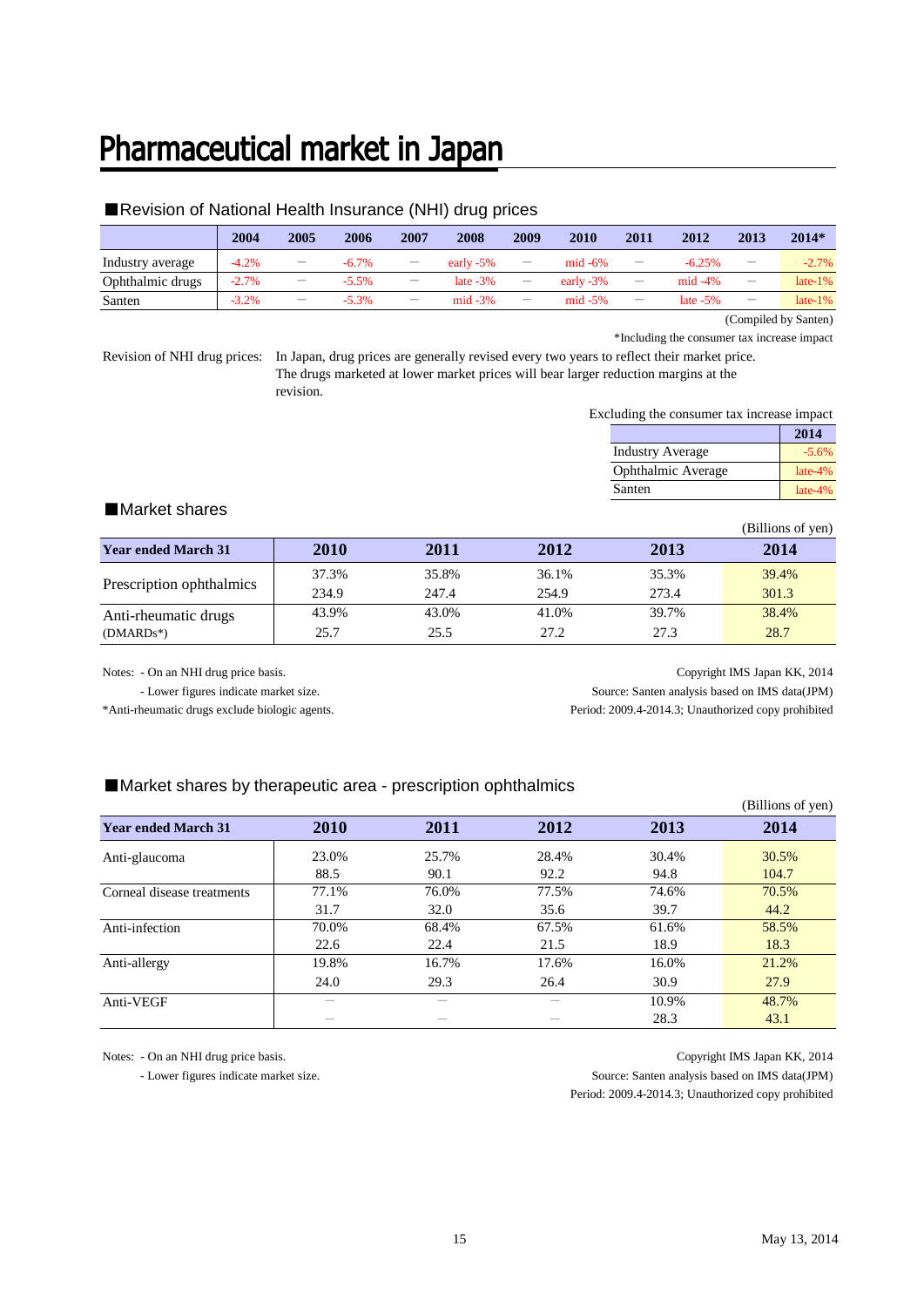# Pharmaceutical market in Japan

## ■Revision of National Health Insurance (NHI) drug prices

| | 2004 | 2005 | 2006 | 2007 | 2008 | 2009 | 2010 | 2011 | 2012 | 2013 | 2014* |
|---|---|---|---|---|---|---|---|---|---|---|---|
| Industry average | -4.2% | — | -6.7% | — | early -5% | — | mid -6% | — | -6.25% | — | -2.7% |
| Ophthalmic drugs | -2.7% | — | -5.5% | — | late -3% | — | early -3% | — | mid -4% | — | late-1% |
| Santen | -3.2% | — | -5.3% | — | mid -3% | — | mid -5% | — | late -5% | — | late-1% |

(Compiled by Santen)

*Including the consumer tax increase impact

Revision of NHI drug prices: In Japan, drug prices are generally revised every two years to reflect their market price. The drugs marketed at lower market prices will bear larger reduction margins at the revision.

Excluding the consumer tax increase impact

| | 2014 |
|---|---|
| Industry Average | -5.6% |
| Ophthalmic Average | late-4% |
| Santen | late-4% |

## ■Market shares

(Billions of yen)

| Year ended March 31 | 2010 | 2011 | 2012 | 2013 | 2014 |
|---|---|---|---|---|---|
| Prescription ophthalmics | 37.3% | 35.8% | 36.1% | 35.3% | 39.4% |
| | 234.9 | 247.4 | 254.9 | 273.4 | 301.3 |
| Anti-rheumatic drugs (DMARDs*) | 43.9% | 43.0% | 41.0% | 39.7% | 38.4% |
| | 25.7 | 25.5 | 27.2 | 27.3 | 28.7 |

Notes: - On an NHI drug price basis.
- Lower figures indicate market size.

*Anti-rheumatic drugs exclude biologic agents.

Copyright IMS Japan KK, 2014
Source: Santen analysis based on IMS data(JPM)
Period: 2009.4-2014.3; Unauthorized copy prohibited

## ■Market shares by therapeutic area - prescription ophthalmics

(Billions of yen)

| Year ended March 31 | 2010 | 2011 | 2012 | 2013 | 2014 |
|---|---|---|---|---|---|
| Anti-glaucoma | 23.0% | 25.7% | 28.4% | 30.4% | 30.5% |
| | 88.5 | 90.1 | 92.2 | 94.8 | 104.7 |
| Corneal disease treatments | 77.1% | 76.0% | 77.5% | 74.6% | 70.5% |
| | 31.7 | 32.0 | 35.6 | 39.7 | 44.2 |
| Anti-infection | 70.0% | 68.4% | 67.5% | 61.6% | 58.5% |
| | 22.6 | 22.4 | 21.5 | 18.9 | 18.3 |
| Anti-allergy | 19.8% | 16.7% | 17.6% | 16.0% | 21.2% |
| | 24.0 | 29.3 | 26.4 | 30.9 | 27.9 |
| Anti-VEGF | — | — | — | 10.9% | 48.7% |
| | — | — | — | 28.3 | 43.1 |

Notes: - On an NHI drug price basis.
- Lower figures indicate market size.

Copyright IMS Japan KK, 2014
Source: Santen analysis based on IMS data(JPM)
Period: 2009.4-2014.3; Unauthorized copy prohibited

May 13, 2014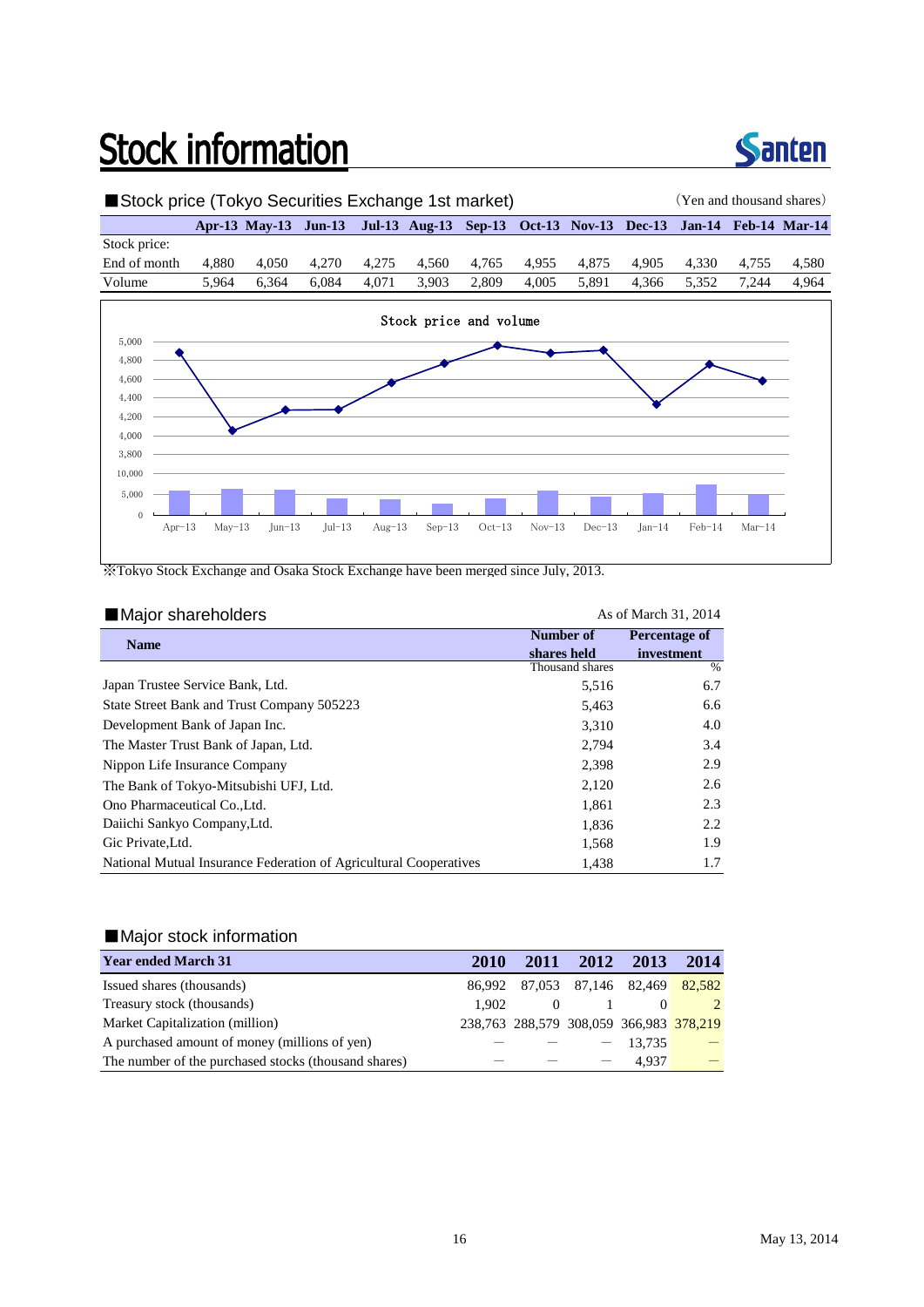# Stock information

## ■Stock price (Tokyo Securities Exchange 1st market)

（Yen and thousand shares）

| | Apr-13 | May-13 | Jun-13 | Jul-13 | Aug-13 | Sep-13 | Oct-13 | Nov-13 | Dec-13 | Jan-14 | Feb-14 | Mar-14 |
|---|---|---|---|---|---|---|---|---|---|---|---|---|
| Stock price: | | | | | | | | | | | | |
| End of month | 4,880 | 4,050 | 4,270 | 4,275 | 4,560 | 4,765 | 4,955 | 4,875 | 4,905 | 4,330 | 4,755 | 4,580 |
| Volume | 5,964 | 6,364 | 6,084 | 4,071 | 3,903 | 2,809 | 4,005 | 5,891 | 4,366 | 5,352 | 7,244 | 4,964 |

※Tokyo Stock Exchange and Osaka Stock Exchange have been merged since July, 2013.

## ■Major shareholders

As of March 31, 2014

| Name | Number of shares held | Percentage of investment |
|---|---|---|
| | Thousand shares | % |
| Japan Trustee Service Bank, Ltd. | 5,516 | 6.7 |
| State Street Bank and Trust Company 505223 | 5,463 | 6.6 |
| Development Bank of Japan Inc. | 3,310 | 4.0 |
| The Master Trust Bank of Japan, Ltd. | 2,794 | 3.4 |
| Nippon Life Insurance Company | 2,398 | 2.9 |
| The Bank of Tokyo-Mitsubishi UFJ, Ltd. | 2,120 | 2.6 |
| Ono Pharmaceutical Co.,Ltd. | 1,861 | 2.3 |
| Daiichi Sankyo Company,Ltd. | 1,836 | 2.2 |
| Gic Private,Ltd. | 1,568 | 1.9 |
| National Mutual Insurance Federation of Agricultural Cooperatives | 1,438 | 1.7 |

## ■Major stock information

| Year ended March 31 | 2010 | 2011 | 2012 | 2013 | 2014 |
|---|---|---|---|---|---|
| Issued shares (thousands) | 86,992 | 87,053 | 87,146 | 82,469 | 82,582 |
| Treasury stock (thousands) | 1,902 | 0 | 1 | 0 | 2 |
| Market Capitalization (million) | 238,763 | 288,579 | 308,059 | 366,983 | 378,219 |
| A purchased amount of money (millions of yen) | － | － | － | 13,735 | － |
| The number of the purchased stocks (thousand shares) | － | － | － | 4,937 | － |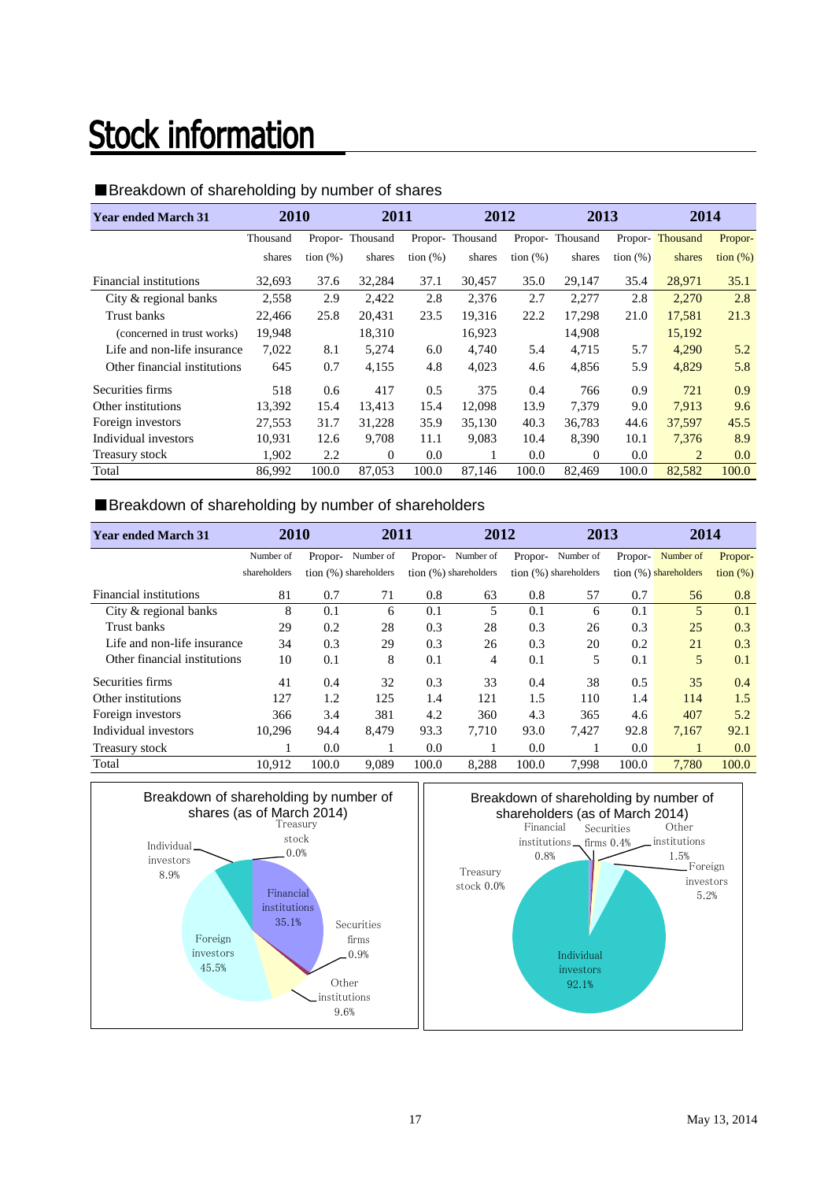# Stock information

## ■Breakdown of shareholding by number of shares

| Year ended March 31 | 2010 | | 2011 | | 2012 | | 2013 | | 2014 | |
|---|---|---|---|---|---|---|---|---|---|---|
| | Thousand shares | Propor-tion (%) | Thousand shares | Propor-tion (%) | Thousand shares | Propor-tion (%) | Thousand shares | Propor-tion (%) | Thousand shares | Propor-tion (%) |
| Financial institutions | 32,693 | 37.6 | 32,284 | 37.1 | 30,457 | 35.0 | 29,147 | 35.4 | 28,971 | 35.1 |
| City & regional banks | 2,558 | 2.9 | 2,422 | 2.8 | 2,376 | 2.7 | 2,277 | 2.8 | 2,270 | 2.8 |
| Trust banks | 22,466 | 25.8 | 20,431 | 23.5 | 19,316 | 22.2 | 17,298 | 21.0 | 17,581 | 21.3 |
| (concerned in trust works) | 19,948 | | 18,310 | | 16,923 | | 14,908 | | 15,192 | |
| Life and non-life insurance | 7,022 | 8.1 | 5,274 | 6.0 | 4,740 | 5.4 | 4,715 | 5.7 | 4,290 | 5.2 |
| Other financial institutions | 645 | 0.7 | 4,155 | 4.8 | 4,023 | 4.6 | 4,856 | 5.9 | 4,829 | 5.8 |
| Securities firms | 518 | 0.6 | 417 | 0.5 | 375 | 0.4 | 766 | 0.9 | 721 | 0.9 |
| Other institutions | 13,392 | 15.4 | 13,413 | 15.4 | 12,098 | 13.9 | 7,379 | 9.0 | 7,913 | 9.6 |
| Foreign investors | 27,553 | 31.7 | 31,228 | 35.9 | 35,130 | 40.3 | 36,783 | 44.6 | 37,597 | 45.5 |
| Individual investors | 10,931 | 12.6 | 9,708 | 11.1 | 9,083 | 10.4 | 8,390 | 10.1 | 7,376 | 8.9 |
| Treasury stock | 1,902 | 2.2 | 0 | 0.0 | 1 | 0.0 | 0 | 0.0 | 2 | 0.0 |
| Total | 86,992 | 100.0 | 87,053 | 100.0 | 87,146 | 100.0 | 82,469 | 100.0 | 82,582 | 100.0 |

## ■Breakdown of shareholding by number of shareholders

| Year ended March 31 | 2010 | | 2011 | | 2012 | | 2013 | | 2014 | |
|---|---|---|---|---|---|---|---|---|---|---|
| | Number of shareholders | Propor-tion (%) | Number of shareholders | Propor-tion (%) | Number of shareholders | Propor-tion (%) | Number of shareholders | Propor-tion (%) | Number of shareholders | Propor-tion (%) |
| Financial institutions | 81 | 0.7 | 71 | 0.8 | 63 | 0.8 | 57 | 0.7 | 56 | 0.8 |
| City & regional banks | 8 | 0.1 | 6 | 0.1 | 5 | 0.1 | 6 | 0.1 | 5 | 0.1 |
| Trust banks | 29 | 0.2 | 28 | 0.3 | 28 | 0.3 | 26 | 0.3 | 25 | 0.3 |
| Life and non-life insurance | 34 | 0.3 | 29 | 0.3 | 26 | 0.3 | 20 | 0.2 | 21 | 0.3 |
| Other financial institutions | 10 | 0.1 | 8 | 0.1 | 4 | 0.1 | 5 | 0.1 | 5 | 0.1 |
| Securities firms | 41 | 0.4 | 32 | 0.3 | 33 | 0.4 | 38 | 0.5 | 35 | 0.4 |
| Other institutions | 127 | 1.2 | 125 | 1.4 | 121 | 1.5 | 110 | 1.4 | 114 | 1.5 |
| Foreign investors | 366 | 3.4 | 381 | 4.2 | 360 | 4.3 | 365 | 4.6 | 407 | 5.2 |
| Individual investors | 10,296 | 94.4 | 8,479 | 93.3 | 7,710 | 93.0 | 7,427 | 92.8 | 7,167 | 92.1 |
| Treasury stock | 1 | 0.0 | 1 | 0.0 | 1 | 0.0 | 1 | 0.0 | 1 | 0.0 |
| Total | 10,912 | 100.0 | 9,089 | 100.0 | 8,288 | 100.0 | 7,998 | 100.0 | 7,780 | 100.0 |

Breakdown of shareholding by number of shares (as of March 2014)

Financial institutions 35.1%, Securities firms 0.9%, Other institutions 9.6%, Foreign investors 45.5%, Individual investors 8.9%, Treasury stock 0.0%

Breakdown of shareholding by number of shareholders (as of March 2014)

Financial institutions 0.8%, Securities firms 0.4%, Other institutions 1.5%, Foreign investors 5.2%, Individual investors 92.1%, Treasury stock 0.0%

May 13, 2014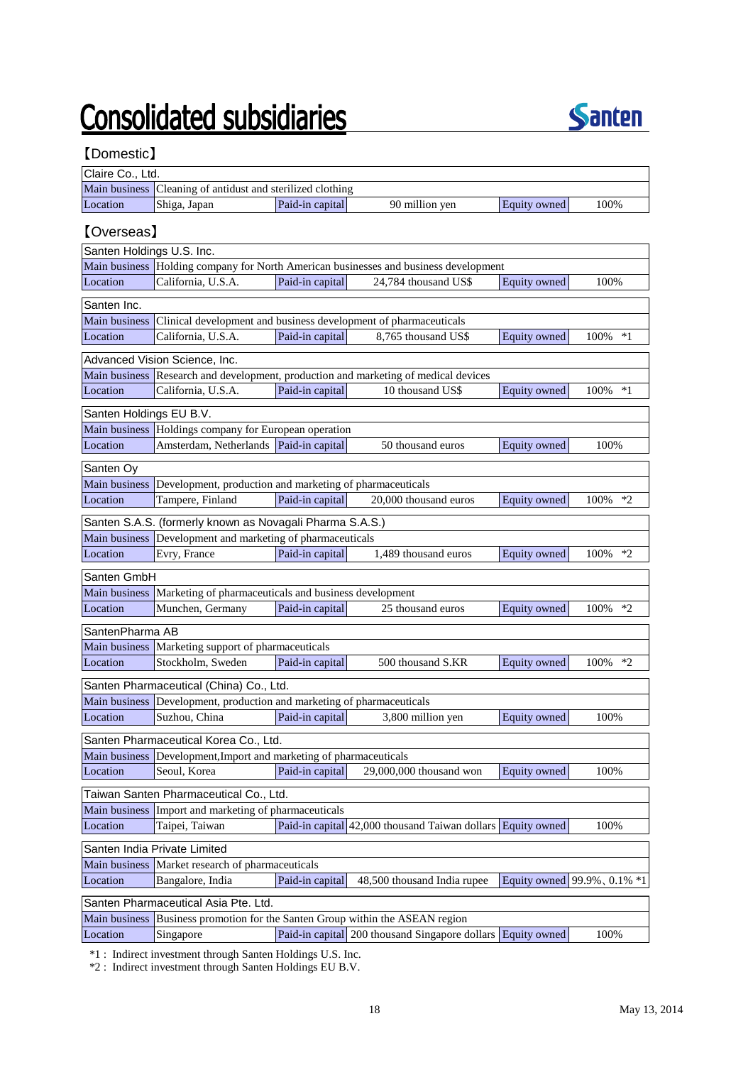# Consolidated subsidiaries

Santen

【Domestic】

| Claire Co., Ltd. | | | | | |
|---|---|---|---|---|---|
| Main business | Cleaning of antidust and sterilized clothing | | | | |
| Location | Shiga, Japan | Paid-in capital | 90 million yen | Equity owned | 100% |

【Overseas】

| Santen Holdings U.S. Inc. | | | | | |
|---|---|---|---|---|---|
| Main business | Holding company for North American businesses and business development | | | | |
| Location | California, U.S.A. | Paid-in capital | 24,784 thousand US$ | Equity owned | 100% |

| Santen Inc. | | | | | |
|---|---|---|---|---|---|
| Main business | Clinical development and business development of pharmaceuticals | | | | |
| Location | California, U.S.A. | Paid-in capital | 8,765 thousand US$ | Equity owned | 100% *1 |

| Advanced Vision Science, Inc. | | | | | |
|---|---|---|---|---|---|
| Main business | Research and development, production and marketing of medical devices | | | | |
| Location | California, U.S.A. | Paid-in capital | 10 thousand US$ | Equity owned | 100% *1 |

| Santen Holdings EU B.V. | | | | | |
|---|---|---|---|---|---|
| Main business | Holdings company for European operation | | | | |
| Location | Amsterdam, Netherlands | Paid-in capital | 50 thousand euros | Equity owned | 100% |

| Santen Oy | | | | | |
|---|---|---|---|---|---|
| Main business | Development, production and marketing of pharmaceuticals | | | | |
| Location | Tampere, Finland | Paid-in capital | 20,000 thousand euros | Equity owned | 100% *2 |

| Santen S.A.S. (formerly known as Novagali Pharma S.A.S.) | | | | | |
|---|---|---|---|---|---|
| Main business | Development and marketing of pharmaceuticals | | | | |
| Location | Evry, France | Paid-in capital | 1,489 thousand euros | Equity owned | 100% *2 |

| Santen GmbH | | | | | |
|---|---|---|---|---|---|
| Main business | Marketing of pharmaceuticals and business development | | | | |
| Location | Munchen, Germany | Paid-in capital | 25 thousand euros | Equity owned | 100% *2 |

| SantenPharma AB | | | | | |
|---|---|---|---|---|---|
| Main business | Marketing support of pharmaceuticals | | | | |
| Location | Stockholm, Sweden | Paid-in capital | 500 thousand S.KR | Equity owned | 100% *2 |

| Santen Pharmaceutical (China) Co., Ltd. | | | | | |
|---|---|---|---|---|---|
| Main business | Development, production and marketing of pharmaceuticals | | | | |
| Location | Suzhou, China | Paid-in capital | 3,800 million yen | Equity owned | 100% |

| Santen Pharmaceutical Korea Co., Ltd. | | | | | |
|---|---|---|---|---|---|
| Main business | Development,Import and marketing of pharmaceuticals | | | | |
| Location | Seoul, Korea | Paid-in capital | 29,000,000 thousand won | Equity owned | 100% |

| Taiwan Santen Pharmaceutical Co., Ltd. | | | | | |
|---|---|---|---|---|---|
| Main business | Import and marketing of pharmaceuticals | | | | |
| Location | Taipei, Taiwan | Paid-in capital | 42,000 thousand Taiwan dollars | Equity owned | 100% |

| Santen India Private Limited | | | | | |
|---|---|---|---|---|---|
| Main business | Market research of pharmaceuticals | | | | |
| Location | Bangalore, India | Paid-in capital | 48,500 thousand India rupee | Equity owned | 99.9%、0.1% *1 |

| Santen Pharmaceutical Asia Pte. Ltd. | | | | | |
|---|---|---|---|---|---|
| Main business | Business promotion for the Santen Group within the ASEAN region | | | | |
| Location | Singapore | Paid-in capital | 200 thousand Singapore dollars | Equity owned | 100% |

*1 : Indirect investment through Santen Holdings U.S. Inc.
*2 : Indirect investment through Santen Holdings EU B.V.

May 13, 2014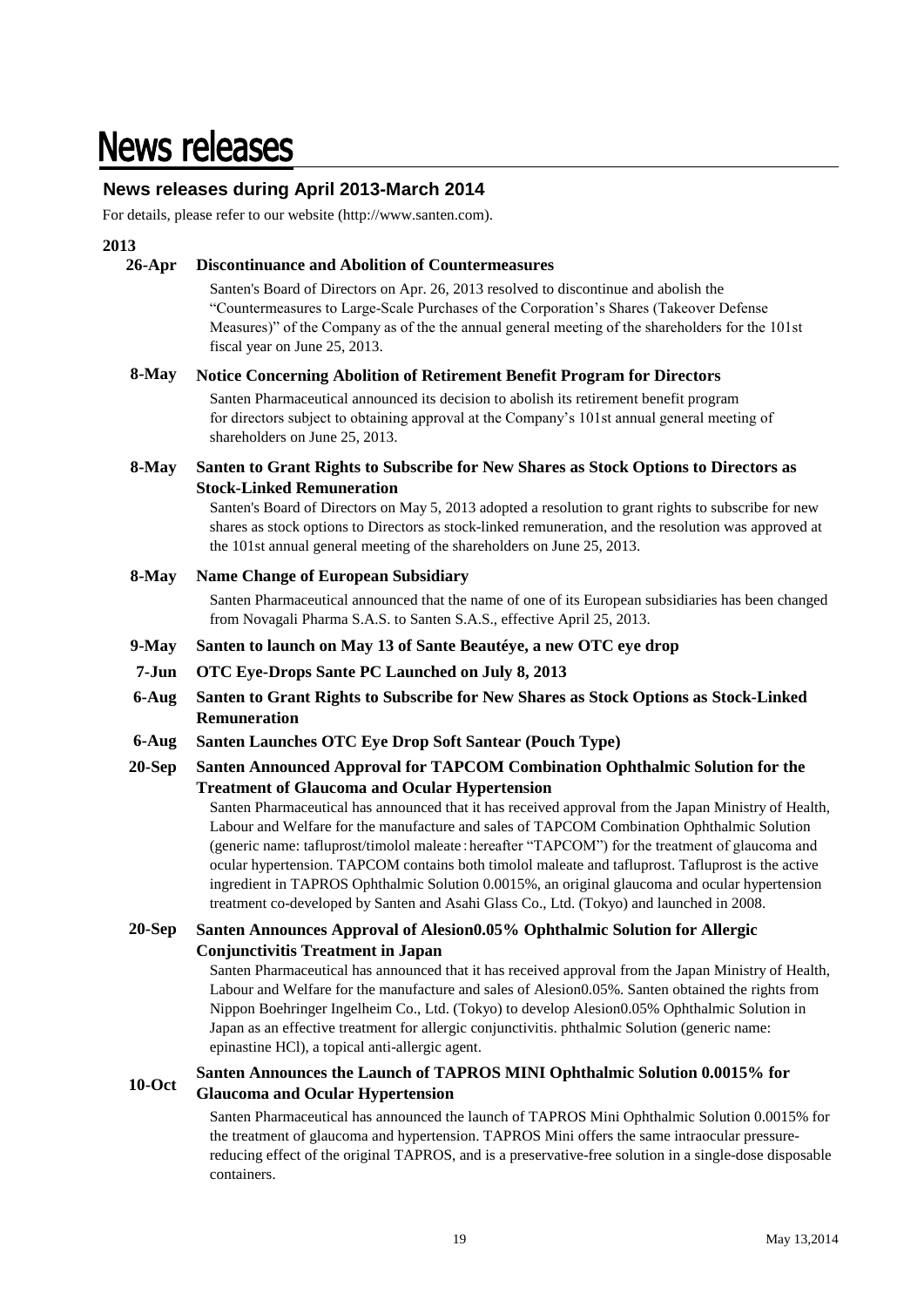# News releases

## News releases during April 2013-March 2014

For details, please refer to our website (http://www.santen.com).

### 2013

**26-Apr Discontinuance and Abolition of Countermeasures**

Santen's Board of Directors on Apr. 26, 2013 resolved to discontinue and abolish the "Countermeasures to Large-Scale Purchases of the Corporation's Shares (Takeover Defense Measures)" of the Company as of the the annual general meeting of the shareholders for the 101st fiscal year on June 25, 2013.

**8-May Notice Concerning Abolition of Retirement Benefit Program for Directors**

Santen Pharmaceutical announced its decision to abolish its retirement benefit program for directors subject to obtaining approval at the Company's 101st annual general meeting of shareholders on June 25, 2013.

**8-May Santen to Grant Rights to Subscribe for New Shares as Stock Options to Directors as Stock-Linked Remuneration**

Santen's Board of Directors on May 5, 2013 adopted a resolution to grant rights to subscribe for new shares as stock options to Directors as stock-linked remuneration, and the resolution was approved at the 101st annual general meeting of the shareholders on June 25, 2013.

**8-May Name Change of European Subsidiary**

Santen Pharmaceutical announced that the name of one of its European subsidiaries has been changed from Novagali Pharma S.A.S. to Santen S.A.S., effective April 25, 2013.

**9-May Santen to launch on May 13 of Sante Beautéye, a new OTC eye drop**

**7-Jun OTC Eye-Drops Sante PC Launched on July 8, 2013**

**6-Aug Santen to Grant Rights to Subscribe for New Shares as Stock Options as Stock-Linked Remuneration**

**6-Aug Santen Launches OTC Eye Drop Soft Santear (Pouch Type)**

**20-Sep Santen Announced Approval for TAPCOM Combination Ophthalmic Solution for the Treatment of Glaucoma and Ocular Hypertension**

Santen Pharmaceutical has announced that it has received approval from the Japan Ministry of Health, Labour and Welfare for the manufacture and sales of TAPCOM Combination Ophthalmic Solution (generic name: tafluprost/timolol maleate：hereafter "TAPCOM") for the treatment of glaucoma and ocular hypertension. TAPCOM contains both timolol maleate and tafluprost. Tafluprost is the active ingredient in TAPROS Ophthalmic Solution 0.0015%, an original glaucoma and ocular hypertension treatment co-developed by Santen and Asahi Glass Co., Ltd. (Tokyo) and launched in 2008.

**20-Sep Santen Announces Approval of Alesion0.05% Ophthalmic Solution for Allergic Conjunctivitis Treatment in Japan**

Santen Pharmaceutical has announced that it has received approval from the Japan Ministry of Health, Labour and Welfare for the manufacture and sales of Alesion0.05%. Santen obtained the rights from Nippon Boehringer Ingelheim Co., Ltd. (Tokyo) to develop Alesion0.05% Ophthalmic Solution in Japan as an effective treatment for allergic conjunctivitis. phthalmic Solution (generic name: epinastine HCl), a topical anti-allergic agent.

**10-Oct Santen Announces the Launch of TAPROS MINI Ophthalmic Solution 0.0015% for Glaucoma and Ocular Hypertension**

Santen Pharmaceutical has announced the launch of TAPROS Mini Ophthalmic Solution 0.0015% for the treatment of glaucoma and hypertension. TAPROS Mini offers the same intraocular pressure-reducing effect of the original TAPROS, and is a preservative-free solution in a single-dose disposable containers.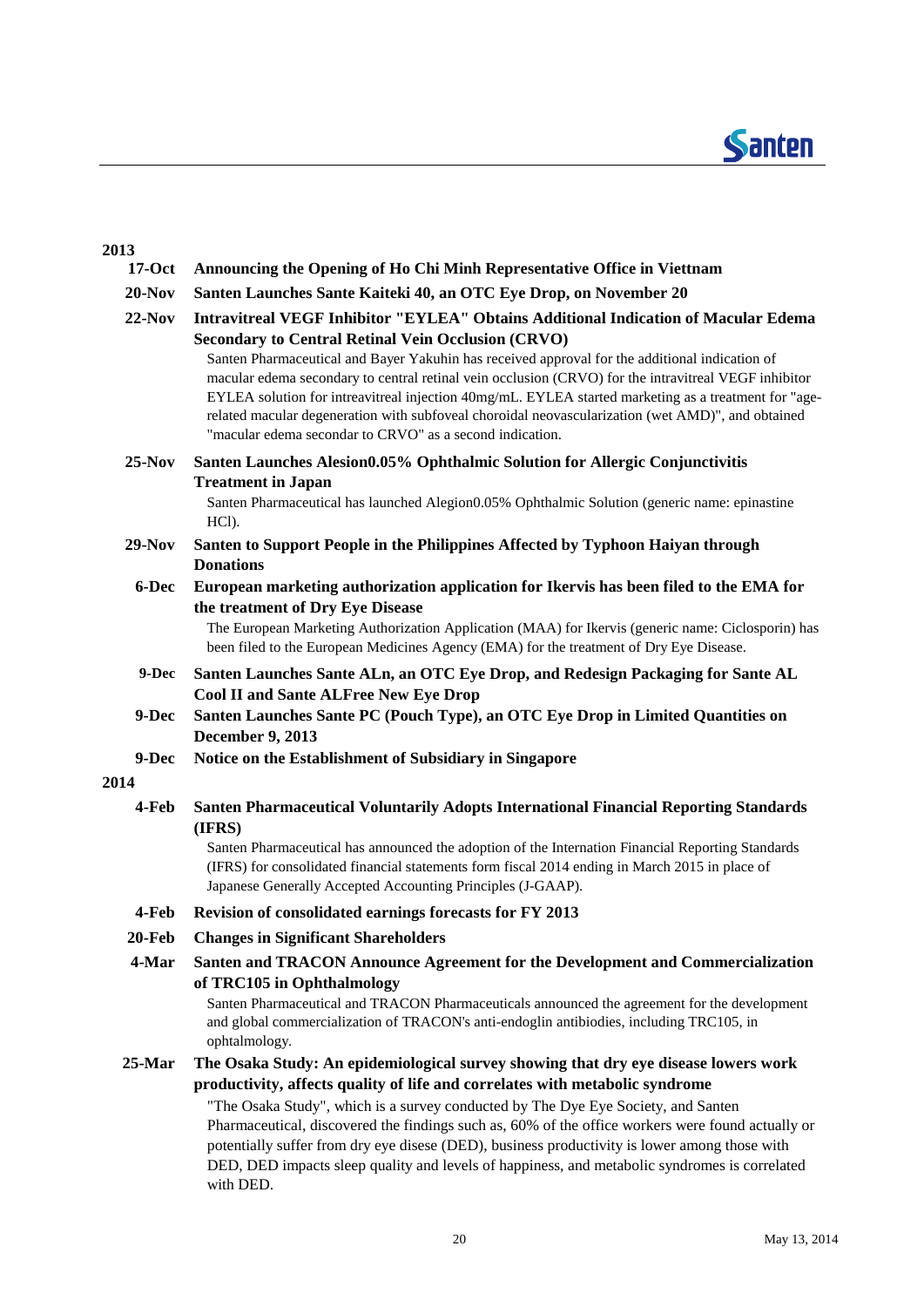## 2013

**17-Oct** **Announcing the Opening of Ho Chi Minh Representative Office in Viettnam**

**20-Nov** **Santen Launches Sante Kaiteki 40, an OTC Eye Drop, on November 20**

**22-Nov** **Intravitreal VEGF Inhibitor "EYLEA" Obtains Additional Indication of Macular Edema Secondary to Central Retinal Vein Occlusion (CRVO)**

Santen Pharmaceutical and Bayer Yakuhin has received approval for the additional indication of macular edema secondary to central retinal vein occlusion (CRVO) for the intravitreal VEGF inhibitor EYLEA solution for intreavitreal injection 40mg/mL. EYLEA started marketing as a treatment for "age-related macular degeneration with subfoveal choroidal neovascularization (wet AMD)", and obtained "macular edema secondar to CRVO" as a second indication.

**25-Nov** **Santen Launches Alesion0.05% Ophthalmic Solution for Allergic Conjunctivitis Treatment in Japan**

Santen Pharmaceutical has launched Alegion0.05% Ophthalmic Solution (generic name: epinastine HCl).

**29-Nov** **Santen to Support People in the Philippines Affected by Typhoon Haiyan through Donations**

**6-Dec** **European marketing authorization application for Ikervis has been filed to the EMA for the treatment of Dry Eye Disease**

The European Marketing Authorization Application (MAA) for Ikervis (generic name: Ciclosporin) has been filed to the European Medicines Agency (EMA) for the treatment of Dry Eye Disease.

**9-Dec** **Santen Launches Sante ALn, an OTC Eye Drop, and Redesign Packaging for Sante AL Cool II and Sante ALFree New Eye Drop**

**9-Dec** **Santen Launches Sante PC (Pouch Type), an OTC Eye Drop in Limited Quantities on December 9, 2013**

**9-Dec** **Notice on the Establishment of Subsidiary in Singapore**

## 2014

**4-Feb** **Santen Pharmaceutical Voluntarily Adopts International Financial Reporting Standards (IFRS)**

Santen Pharmaceutical has announced the adoption of the Internation Financial Reporting Standards (IFRS) for consolidated financial statements form fiscal 2014 ending in March 2015 in place of Japanese Generally Accepted Accounting Principles (J-GAAP).

**4-Feb** **Revision of consolidated earnings forecasts for FY 2013**

**20-Feb** **Changes in Significant Shareholders**

**4-Mar** **Santen and TRACON Announce Agreement for the Development and Commercialization of TRC105 in Ophthalmology**

Santen Pharmaceutical and TRACON Pharmaceuticals announced the agreement for the development and global commercialization of TRACON's anti-endoglin antibiodies, including TRC105, in ophtalmology.

**25-Mar** **The Osaka Study: An epidemiological survey showing that dry eye disease lowers work productivity, affects quality of life and correlates with metabolic syndrome**

"The Osaka Study", which is a survey conducted by The Dye Eye Society, and Santen Pharmaceutical, discovered the findings such as, 60% of the office workers were found actually or potentially suffer from dry eye disese (DED), business productivity is lower among those with DED, DED impacts sleep quality and levels of happiness, and metabolic syndromes is correlated with DED.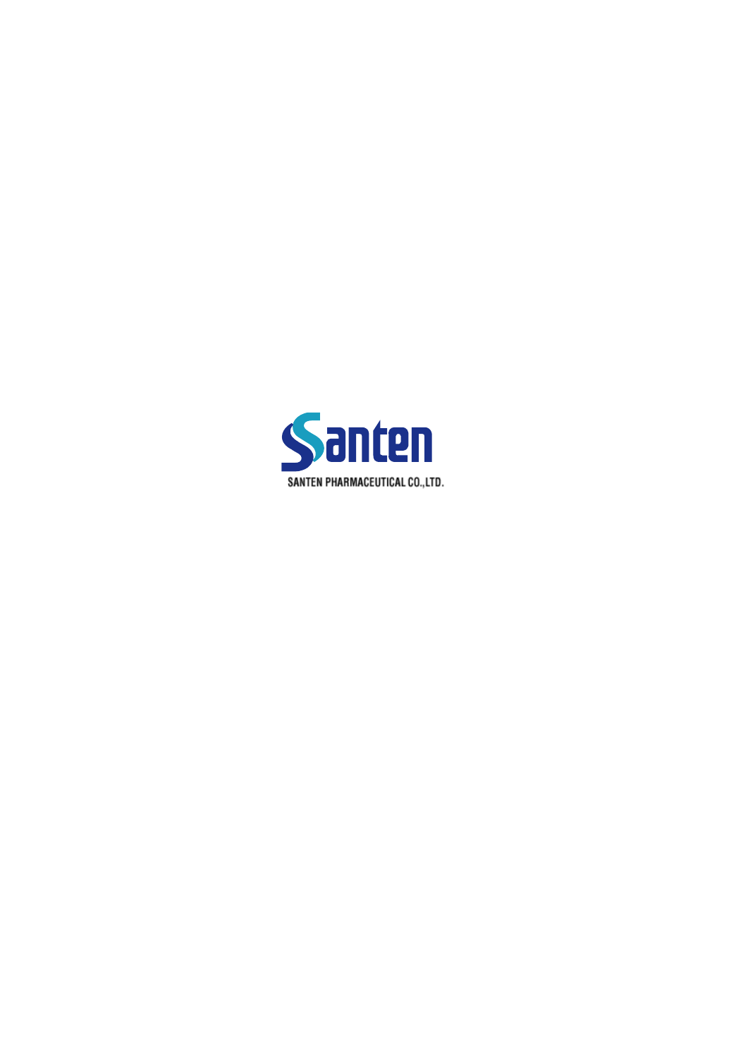Santen

SANTEN PHARMACEUTICAL CO.,LTD.